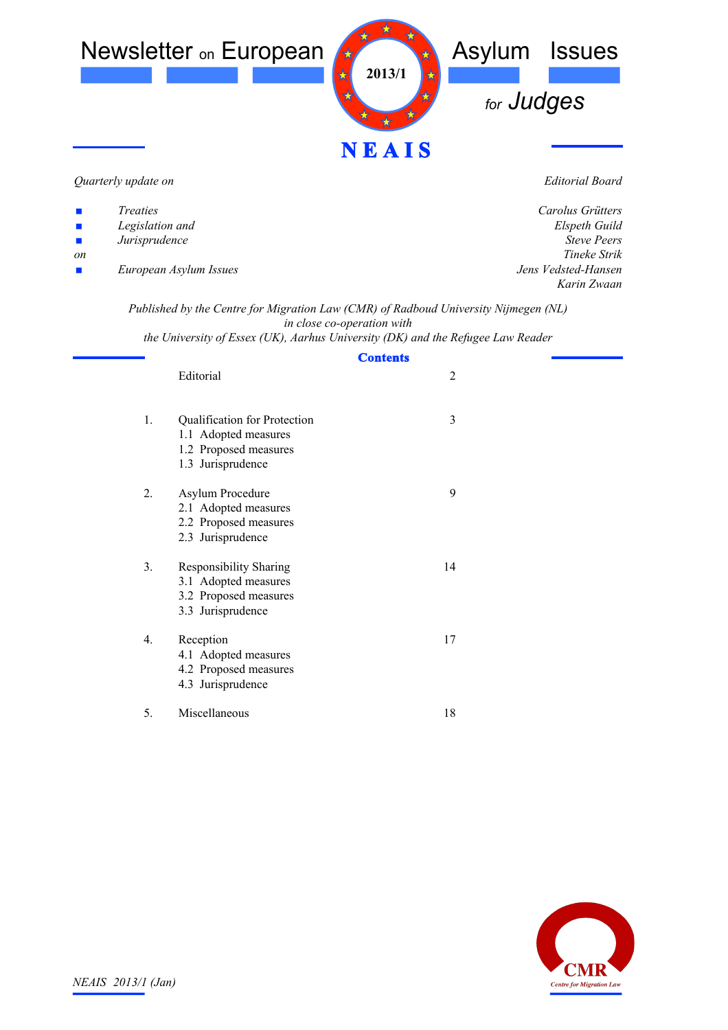# Newsletter on European Asylum Issues for Judges

2013/1

**NEAIS**

*Quarterly update on*

- *Treaties*
- *Legislation and*
- *Jurisprudence*

*on*

- *European Asylum Issues*

*Editorial Board*

*Carolus Grütters*
*Elspeth Guild*
*Steve Peers*
*Tineke Strik*
*Jens Vedsted-Hansen*
*Karin Zwaan*

*Published by the Centre for Migration Law (CMR) of Radboud University Nijmegen (NL)*
*in close co-operation with*
*the University of Essex (UK), Aarhus University (DK) and the Refugee Law Reader*

## Contents

| | | |
|---|---|---|
| | Editorial | 2 |
| 1. | Qualification for Protection | 3 |
| | 1.1 Adopted measures | |
| | 1.2 Proposed measures | |
| | 1.3 Jurisprudence | |
| 2. | Asylum Procedure | 9 |
| | 2.1 Adopted measures | |
| | 2.2 Proposed measures | |
| | 2.3 Jurisprudence | |
| 3. | Responsibility Sharing | 14 |
| | 3.1 Adopted measures | |
| | 3.2 Proposed measures | |
| | 3.3 Jurisprudence | |
| 4. | Reception | 17 |
| | 4.1 Adopted measures | |
| | 4.2 Proposed measures | |
| | 4.3 Jurisprudence | |
| 5. | Miscellaneous | 18 |

*NEAIS 2013/1 (Jan)*

CMR
Centre for Migration Law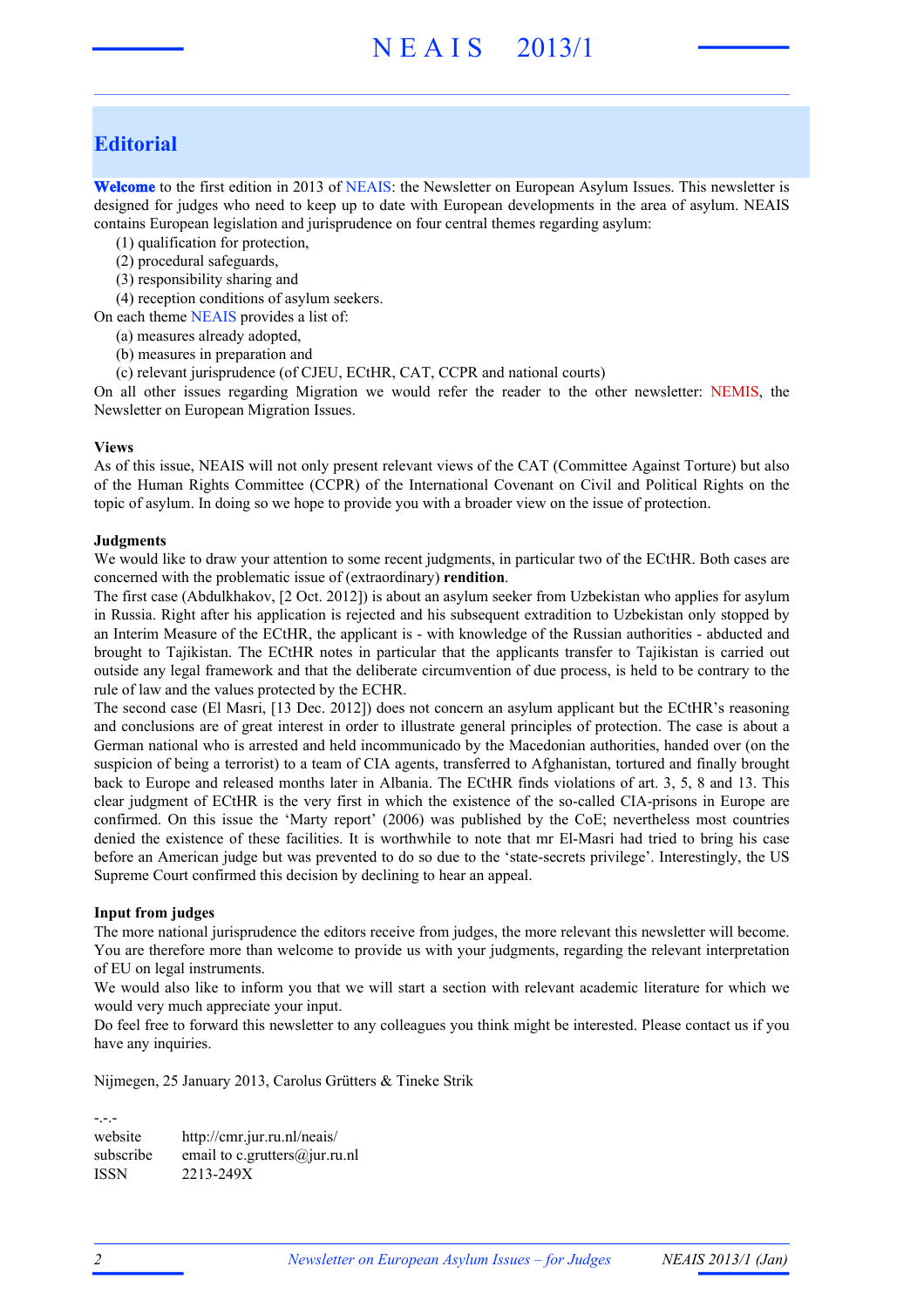## Editorial

**Welcome** to the first edition in 2013 of NEAIS: the Newsletter on European Asylum Issues. This newsletter is designed for judges who need to keep up to date with European developments in the area of asylum. NEAIS contains European legislation and jurisprudence on four central themes regarding asylum:

(1) qualification for protection,
(2) procedural safeguards,
(3) responsibility sharing and
(4) reception conditions of asylum seekers.

On each theme NEAIS provides a list of:

(a) measures already adopted,
(b) measures in preparation and
(c) relevant jurisprudence (of CJEU, ECtHR, CAT, CCPR and national courts)

On all other issues regarding Migration we would refer the reader to the other newsletter: NEMIS, the Newsletter on European Migration Issues.

**Views**
As of this issue, NEAIS will not only present relevant views of the CAT (Committee Against Torture) but also of the Human Rights Committee (CCPR) of the International Covenant on Civil and Political Rights on the topic of asylum. In doing so we hope to provide you with a broader view on the issue of protection.

**Judgments**
We would like to draw your attention to some recent judgments, in particular two of the ECtHR. Both cases are concerned with the problematic issue of (extraordinary) **rendition**.
The first case (Abdulkhakov, [2 Oct. 2012]) is about an asylum seeker from Uzbekistan who applies for asylum in Russia. Right after his application is rejected and his subsequent extradition to Uzbekistan only stopped by an Interim Measure of the ECtHR, the applicant is - with knowledge of the Russian authorities - abducted and brought to Tajikistan. The ECtHR notes in particular that the applicants transfer to Tajikistan is carried out outside any legal framework and that the deliberate circumvention of due process, is held to be contrary to the rule of law and the values protected by the ECHR.
The second case (El Masri, [13 Dec. 2012]) does not concern an asylum applicant but the ECtHR's reasoning and conclusions are of great interest in order to illustrate general principles of protection. The case is about a German national who is arrested and held incommunicado by the Macedonian authorities, handed over (on the suspicion of being a terrorist) to a team of CIA agents, transferred to Afghanistan, tortured and finally brought back to Europe and released months later in Albania. The ECtHR finds violations of art. 3, 5, 8 and 13. This clear judgment of ECtHR is the very first in which the existence of the so-called CIA-prisons in Europe are confirmed. On this issue the 'Marty report' (2006) was published by the CoE; nevertheless most countries denied the existence of these facilities. It is worthwhile to note that mr El-Masri had tried to bring his case before an American judge but was prevented to do so due to the 'state-secrets privilege'. Interestingly, the US Supreme Court confirmed this decision by declining to hear an appeal.

**Input from judges**
The more national jurisprudence the editors receive from judges, the more relevant this newsletter will become. You are therefore more than welcome to provide us with your judgments, regarding the relevant interpretation of EU on legal instruments.
We would also like to inform you that we will start a section with relevant academic literature for which we would very much appreciate your input.
Do feel free to forward this newsletter to any colleagues you think might be interested. Please contact us if you have any inquiries.

Nijmegen, 25 January 2013, Carolus Grütters & Tineke Strik

-.-.-

| | |
|---|---|
| website | http://cmr.jur.ru.nl/neais/ |
| subscribe | email to c.grutters@jur.ru.nl |
| ISSN | 2213-249X |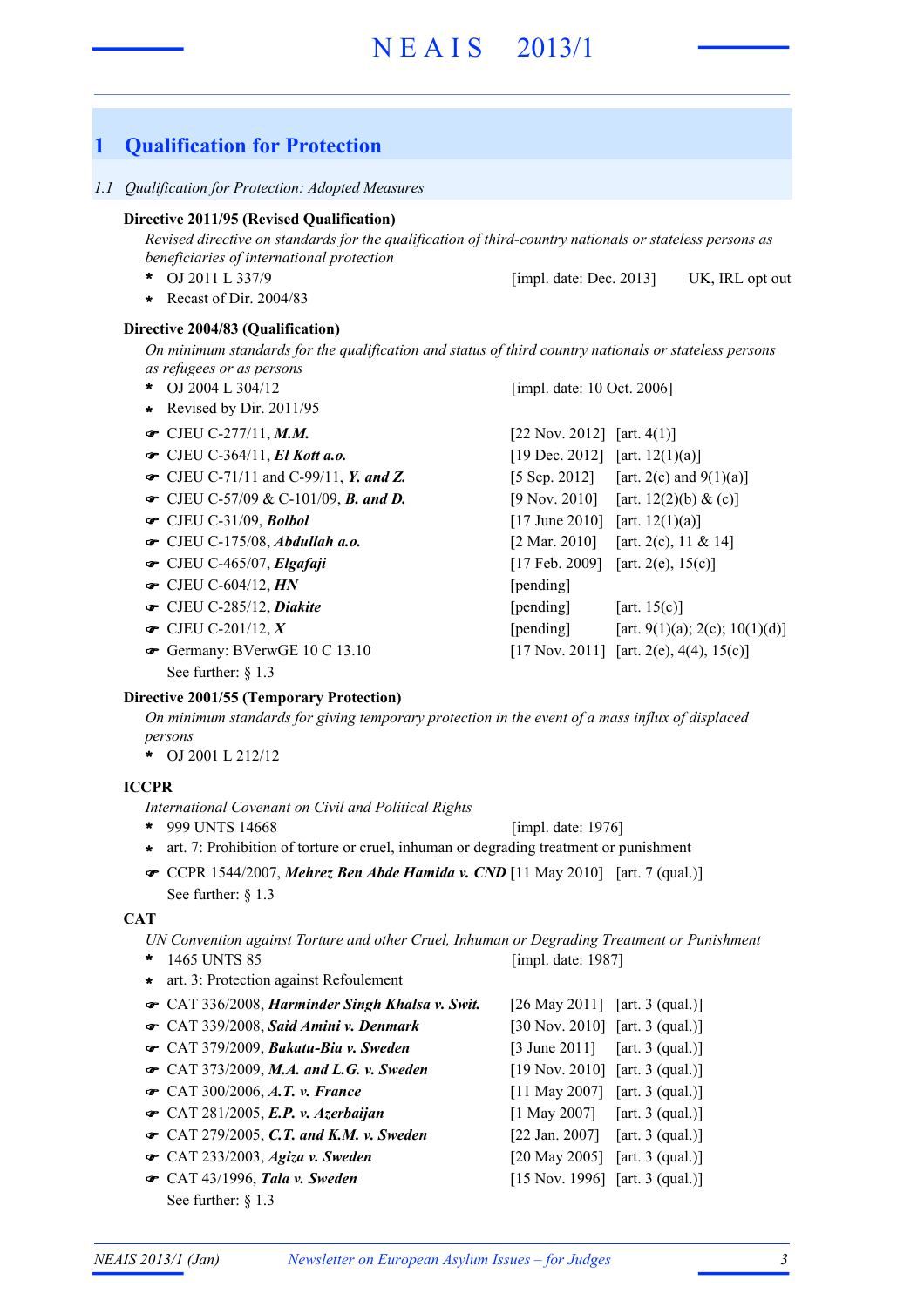# 1 Qualification for Protection

## 1.1 Qualification for Protection: Adopted Measures

### Directive 2011/95 (Revised Qualification)

*Revised directive on standards for the qualification of third-country nationals or stateless persons as beneficiaries of international protection*

- OJ 2011 L 337/9 [impl. date: Dec. 2013] UK, IRL opt out
- Recast of Dir. 2004/83

### Directive 2004/83 (Qualification)

*On minimum standards for the qualification and status of third country nationals or stateless persons as refugees or as persons*

- OJ 2004 L 304/12 [impl. date: 10 Oct. 2006]
- Revised by Dir. 2011/95
- ☛ CJEU C-277/11, ***M.M.*** [22 Nov. 2012] [art. 4(1)]
- ☛ CJEU C-364/11, ***El Kott a.o.*** [19 Dec. 2012] [art. 12(1)(a)]
- ☛ CJEU C-71/11 and C-99/11, ***Y. and Z.*** [5 Sep. 2012] [art. 2(c) and 9(1)(a)]
- ☛ CJEU C-57/09 & C-101/09, ***B. and D.*** [9 Nov. 2010] [art. 12(2)(b) & (c)]
- ☛ CJEU C-31/09, ***Bolbol*** [17 June 2010] [art. 12(1)(a)]
- ☛ CJEU C-175/08, ***Abdullah a.o.*** [2 Mar. 2010] [art. 2(c), 11 & 14]
- ☛ CJEU C-465/07, ***Elgafaji*** [17 Feb. 2009] [art. 2(e), 15(c)]
- ☛ CJEU C-604/12, ***HN*** [pending]
- ☛ CJEU C-285/12, ***Diakite*** [pending] [art. 15(c)]
- ☛ CJEU C-201/12, ***X*** [pending] [art. 9(1)(a); 2(c); 10(1)(d)]
- ☛ Germany: BVerwGE 10 C 13.10 [17 Nov. 2011] [art. 2(e), 4(4), 15(c)]

See further: § 1.3

### Directive 2001/55 (Temporary Protection)

*On minimum standards for giving temporary protection in the event of a mass influx of displaced persons*

- OJ 2001 L 212/12

### ICCPR

*International Covenant on Civil and Political Rights*

- 999 UNTS 14668 [impl. date: 1976]
- art. 7: Prohibition of torture or cruel, inhuman or degrading treatment or punishment
- ☛ CCPR 1544/2007, ***Mehrez Ben Abde Hamida v. CND*** [11 May 2010] [art. 7 (qual.)]

See further: § 1.3

### CAT

*UN Convention against Torture and other Cruel, Inhuman or Degrading Treatment or Punishment*

- 1465 UNTS 85 [impl. date: 1987]
- art. 3: Protection against Refoulement
- ☛ CAT 336/2008, ***Harminder Singh Khalsa v. Swit.*** [26 May 2011] [art. 3 (qual.)]
- ☛ CAT 339/2008, ***Said Amini v. Denmark*** [30 Nov. 2010] [art. 3 (qual.)]
- ☛ CAT 379/2009, ***Bakatu-Bia v. Sweden*** [3 June 2011] [art. 3 (qual.)]
- ☛ CAT 373/2009, ***M.A. and L.G. v. Sweden*** [19 Nov. 2010] [art. 3 (qual.)]
- ☛ CAT 300/2006, ***A.T. v. France*** [11 May 2007] [art. 3 (qual.)]
- ☛ CAT 281/2005, ***E.P. v. Azerbaijan*** [1 May 2007] [art. 3 (qual.)]
- ☛ CAT 279/2005, ***C.T. and K.M. v. Sweden*** [22 Jan. 2007] [art. 3 (qual.)]
- ☛ CAT 233/2003, ***Agiza v. Sweden*** [20 May 2005] [art. 3 (qual.)]
- ☛ CAT 43/1996, ***Tala v. Sweden*** [15 Nov. 1996] [art. 3 (qual.)]

See further: § 1.3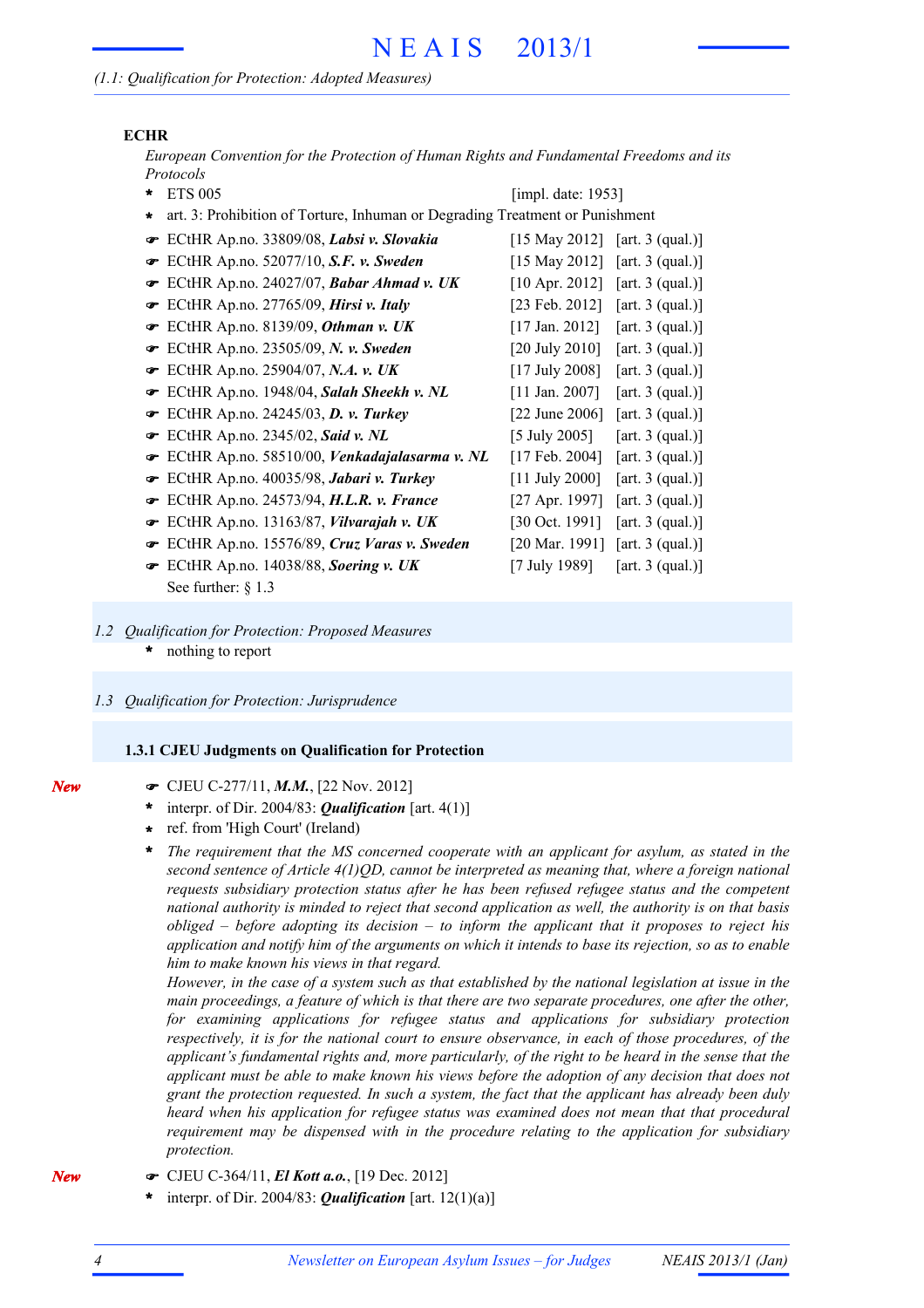(1.1: Qualification for Protection: Adopted Measures)

**ECHR**

*European Convention for the Protection of Human Rights and Fundamental Freedoms and its Protocols*

- ETS 005 [impl. date: 1953]
- art. 3: Prohibition of Torture, Inhuman or Degrading Treatment or Punishment

- ☛ ECtHR Ap.no. 33809/08, ***Labsi v. Slovakia*** [15 May 2012] [art. 3 (qual.)]
- ☛ ECtHR Ap.no. 52077/10, ***S.F. v. Sweden*** [15 May 2012] [art. 3 (qual.)]
- ☛ ECtHR Ap.no. 24027/07, ***Babar Ahmad v. UK*** [10 Apr. 2012] [art. 3 (qual.)]
- ☛ ECtHR Ap.no. 27765/09, ***Hirsi v. Italy*** [23 Feb. 2012] [art. 3 (qual.)]
- ☛ ECtHR Ap.no. 8139/09, ***Othman v. UK*** [17 Jan. 2012] [art. 3 (qual.)]
- ☛ ECtHR Ap.no. 23505/09, ***N. v. Sweden*** [20 July 2010] [art. 3 (qual.)]
- ☛ ECtHR Ap.no. 25904/07, ***N.A. v. UK*** [17 July 2008] [art. 3 (qual.)]
- ☛ ECtHR Ap.no. 1948/04, ***Salah Sheekh v. NL*** [11 Jan. 2007] [art. 3 (qual.)]
- ☛ ECtHR Ap.no. 24245/03, ***D. v. Turkey*** [22 June 2006] [art. 3 (qual.)]
- ☛ ECtHR Ap.no. 2345/02, ***Said v. NL*** [5 July 2005] [art. 3 (qual.)]
- ☛ ECtHR Ap.no. 58510/00, ***Venkadajalasarma v. NL*** [17 Feb. 2004] [art. 3 (qual.)]
- ☛ ECtHR Ap.no. 40035/98, ***Jabari v. Turkey*** [11 July 2000] [art. 3 (qual.)]
- ☛ ECtHR Ap.no. 24573/94, ***H.L.R. v. France*** [27 Apr. 1997] [art. 3 (qual.)]
- ☛ ECtHR Ap.no. 13163/87, ***Vilvarajah v. UK*** [30 Oct. 1991] [art. 3 (qual.)]
- ☛ ECtHR Ap.no. 15576/89, ***Cruz Varas v. Sweden*** [20 Mar. 1991] [art. 3 (qual.)]
- ☛ ECtHR Ap.no. 14038/88, ***Soering v. UK*** [7 July 1989] [art. 3 (qual.)]

See further: § 1.3

## *1.2 Qualification for Protection: Proposed Measures*

- nothing to report

## *1.3 Qualification for Protection: Jurisprudence*

### 1.3.1 CJEU Judgments on Qualification for Protection

***New***

- ☛ CJEU C-277/11, ***M.M.***, [22 Nov. 2012]
- interpr. of Dir. 2004/83: ***Qualification*** [art. 4(1)]
- ref. from 'High Court' (Ireland)
- *The requirement that the MS concerned cooperate with an applicant for asylum, as stated in the second sentence of Article 4(1)QD, cannot be interpreted as meaning that, where a foreign national requests subsidiary protection status after he has been refused refugee status and the competent national authority is minded to reject that second application as well, the authority is on that basis obliged – before adopting its decision – to inform the applicant that it proposes to reject his application and notify him of the arguments on which it intends to base its rejection, so as to enable him to make known his views in that regard.*
  *However, in the case of a system such as that established by the national legislation at issue in the main proceedings, a feature of which is that there are two separate procedures, one after the other, for examining applications for refugee status and applications for subsidiary protection respectively, it is for the national court to ensure observance, in each of those procedures, of the applicant's fundamental rights and, more particularly, of the right to be heard in the sense that the applicant must be able to make known his views before the adoption of any decision that does not grant the protection requested. In such a system, the fact that the applicant has already been duly heard when his application for refugee status was examined does not mean that that procedural requirement may be dispensed with in the procedure relating to the application for subsidiary protection.*

***New***

- ☛ CJEU C-364/11, ***El Kott a.o.***, [19 Dec. 2012]
- interpr. of Dir. 2004/83: ***Qualification*** [art. 12(1)(a)]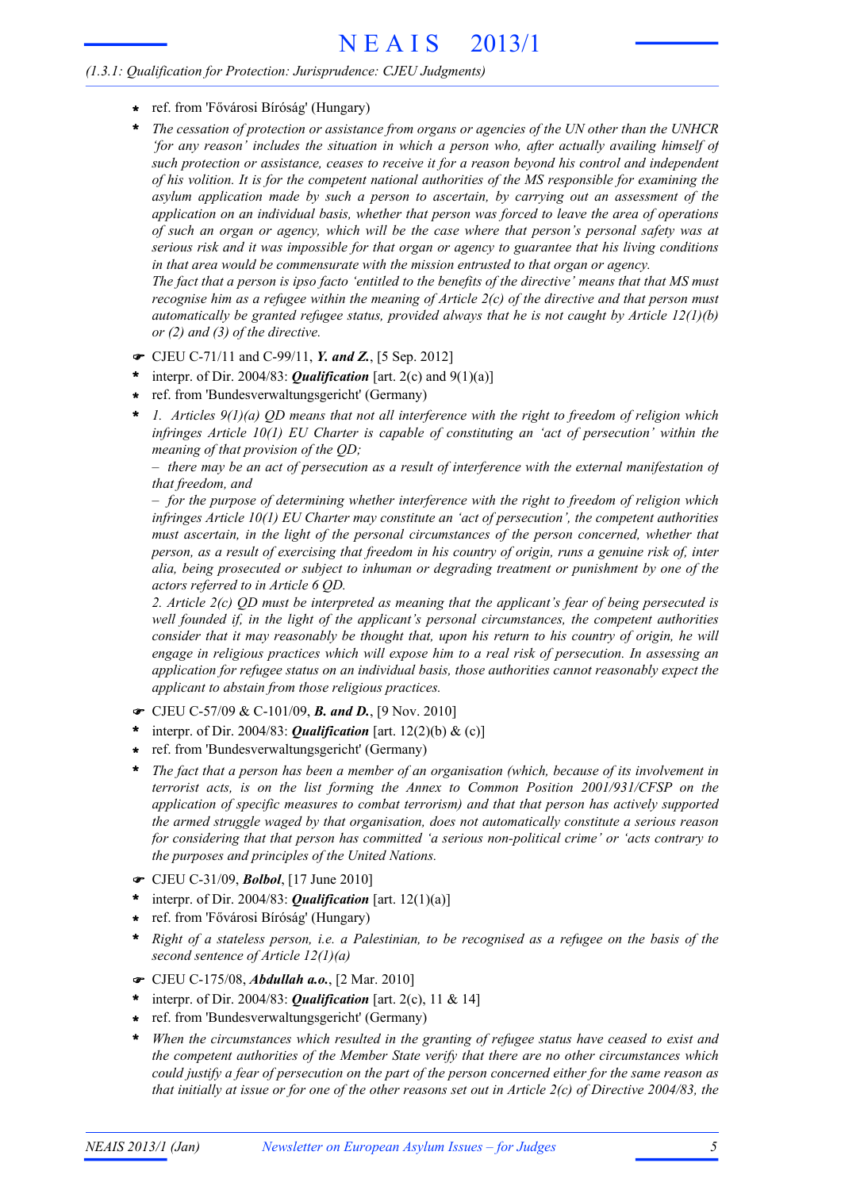- ref. from 'Fővárosi Bíróság' (Hungary)
- *The cessation of protection or assistance from organs or agencies of the UN other than the UNHCR 'for any reason' includes the situation in which a person who, after actually availing himself of such protection or assistance, ceases to receive it for a reason beyond his control and independent of his volition. It is for the competent national authorities of the MS responsible for examining the asylum application made by such a person to ascertain, by carrying out an assessment of the application on an individual basis, whether that person was forced to leave the area of operations of such an organ or agency, which will be the case where that person's personal safety was at serious risk and it was impossible for that organ or agency to guarantee that his living conditions in that area would be commensurate with the mission entrusted to that organ or agency.*
  *The fact that a person is ipso facto 'entitled to the benefits of the directive' means that that MS must recognise him as a refugee within the meaning of Article 2(c) of the directive and that person must automatically be granted refugee status, provided always that he is not caught by Article 12(1)(b) or (2) and (3) of the directive.*

☛ CJEU C-71/11 and C-99/11, ***Y. and Z.***, [5 Sep. 2012]

- interpr. of Dir. 2004/83: ***Qualification*** [art. 2(c) and 9(1)(a)]
- ref. from 'Bundesverwaltungsgericht' (Germany)
- *1. Articles 9(1)(a) QD means that not all interference with the right to freedom of religion which infringes Article 10(1) EU Charter is capable of constituting an 'act of persecution' within the meaning of that provision of the QD;*
  *– there may be an act of persecution as a result of interference with the external manifestation of that freedom, and*
  *– for the purpose of determining whether interference with the right to freedom of religion which infringes Article 10(1) EU Charter may constitute an 'act of persecution', the competent authorities must ascertain, in the light of the personal circumstances of the person concerned, whether that person, as a result of exercising that freedom in his country of origin, runs a genuine risk of, inter alia, being prosecuted or subject to inhuman or degrading treatment or punishment by one of the actors referred to in Article 6 QD.*
  *2. Article 2(c) QD must be interpreted as meaning that the applicant's fear of being persecuted is well founded if, in the light of the applicant's personal circumstances, the competent authorities consider that it may reasonably be thought that, upon his return to his country of origin, he will engage in religious practices which will expose him to a real risk of persecution. In assessing an application for refugee status on an individual basis, those authorities cannot reasonably expect the applicant to abstain from those religious practices.*

☛ CJEU C-57/09 & C-101/09, ***B. and D.***, [9 Nov. 2010]

- interpr. of Dir. 2004/83: ***Qualification*** [art. 12(2)(b) & (c)]
- ref. from 'Bundesverwaltungsgericht' (Germany)
- *The fact that a person has been a member of an organisation (which, because of its involvement in terrorist acts, is on the list forming the Annex to Common Position 2001/931/CFSP on the application of specific measures to combat terrorism) and that that person has actively supported the armed struggle waged by that organisation, does not automatically constitute a serious reason for considering that that person has committed 'a serious non-political crime' or 'acts contrary to the purposes and principles of the United Nations.*

☛ CJEU C-31/09, ***Bolbol***, [17 June 2010]

- interpr. of Dir. 2004/83: ***Qualification*** [art. 12(1)(a)]
- ref. from 'Fővárosi Bíróság' (Hungary)
- *Right of a stateless person, i.e. a Palestinian, to be recognised as a refugee on the basis of the second sentence of Article 12(1)(a)*

☛ CJEU C-175/08, ***Abdullah a.o.***, [2 Mar. 2010]

- interpr. of Dir. 2004/83: ***Qualification*** [art. 2(c), 11 & 14]
- ref. from 'Bundesverwaltungsgericht' (Germany)
- *When the circumstances which resulted in the granting of refugee status have ceased to exist and the competent authorities of the Member State verify that there are no other circumstances which could justify a fear of persecution on the part of the person concerned either for the same reason as that initially at issue or for one of the other reasons set out in Article 2(c) of Directive 2004/83, the*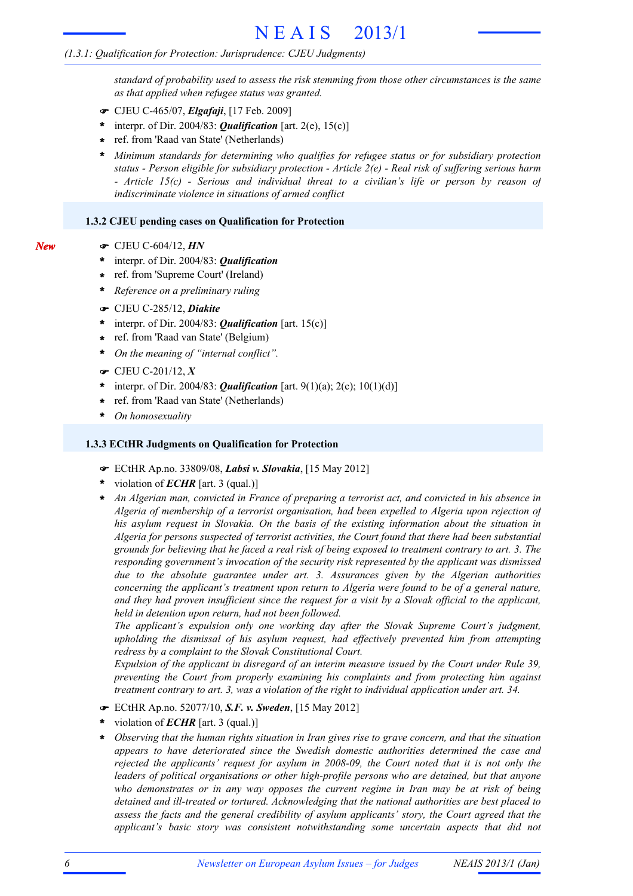*standard of probability used to assess the risk stemming from those other circumstances is the same as that applied when refugee status was granted.*

- ☛ CJEU C-465/07, ***Elgafaji***, [17 Feb. 2009]
- \* interpr. of Dir. 2004/83: ***Qualification*** [art. 2(e), 15(c)]
- \* ref. from 'Raad van State' (Netherlands)
- \* *Minimum standards for determining who qualifies for refugee status or for subsidiary protection status - Person eligible for subsidiary protection - Article 2(e) - Real risk of suffering serious harm - Article 15(c) - Serious and individual threat to a civilian's life or person by reason of indiscriminate violence in situations of armed conflict*

### 1.3.2 CJEU pending cases on Qualification for Protection

*New*

- ☛ CJEU C-604/12, ***HN***
- \* interpr. of Dir. 2004/83: ***Qualification***
- \* ref. from 'Supreme Court' (Ireland)
- \* *Reference on a preliminary ruling*

- ☛ CJEU C-285/12, ***Diakite***
- \* interpr. of Dir. 2004/83: ***Qualification*** [art. 15(c)]
- \* ref. from 'Raad van State' (Belgium)
- \* *On the meaning of "internal conflict".*

- ☛ CJEU C-201/12, ***X***
- \* interpr. of Dir. 2004/83: ***Qualification*** [art. 9(1)(a); 2(c); 10(1)(d)]
- \* ref. from 'Raad van State' (Netherlands)
- \* *On homosexuality*

### 1.3.3 ECtHR Judgments on Qualification for Protection

- ☛ ECtHR Ap.no. 33809/08, ***Labsi v. Slovakia***, [15 May 2012]
- \* violation of ***ECHR*** [art. 3 (qual.)]
- \* *An Algerian man, convicted in France of preparing a terrorist act, and convicted in his absence in Algeria of membership of a terrorist organisation, had been expelled to Algeria upon rejection of his asylum request in Slovakia. On the basis of the existing information about the situation in Algeria for persons suspected of terrorist activities, the Court found that there had been substantial grounds for believing that he faced a real risk of being exposed to treatment contrary to art. 3. The responding government's invocation of the security risk represented by the applicant was dismissed due to the absolute guarantee under art. 3. Assurances given by the Algerian authorities concerning the applicant's treatment upon return to Algeria were found to be of a general nature, and they had proven insufficient since the request for a visit by a Slovak official to the applicant, held in detention upon return, had not been followed.*
  *The applicant's expulsion only one working day after the Slovak Supreme Court's judgment, upholding the dismissal of his asylum request, had effectively prevented him from attempting redress by a complaint to the Slovak Constitutional Court.*
  *Expulsion of the applicant in disregard of an interim measure issued by the Court under Rule 39, preventing the Court from properly examining his complaints and from protecting him against treatment contrary to art. 3, was a violation of the right to individual application under art. 34.*

- ☛ ECtHR Ap.no. 52077/10, ***S.F. v. Sweden***, [15 May 2012]
- \* violation of ***ECHR*** [art. 3 (qual.)]
- \* *Observing that the human rights situation in Iran gives rise to grave concern, and that the situation appears to have deteriorated since the Swedish domestic authorities determined the case and rejected the applicants' request for asylum in 2008-09, the Court noted that it is not only the leaders of political organisations or other high-profile persons who are detained, but that anyone who demonstrates or in any way opposes the current regime in Iran may be at risk of being detained and ill-treated or tortured. Acknowledging that the national authorities are best placed to assess the facts and the general credibility of asylum applicants' story, the Court agreed that the applicant's basic story was consistent notwithstanding some uncertain aspects that did not*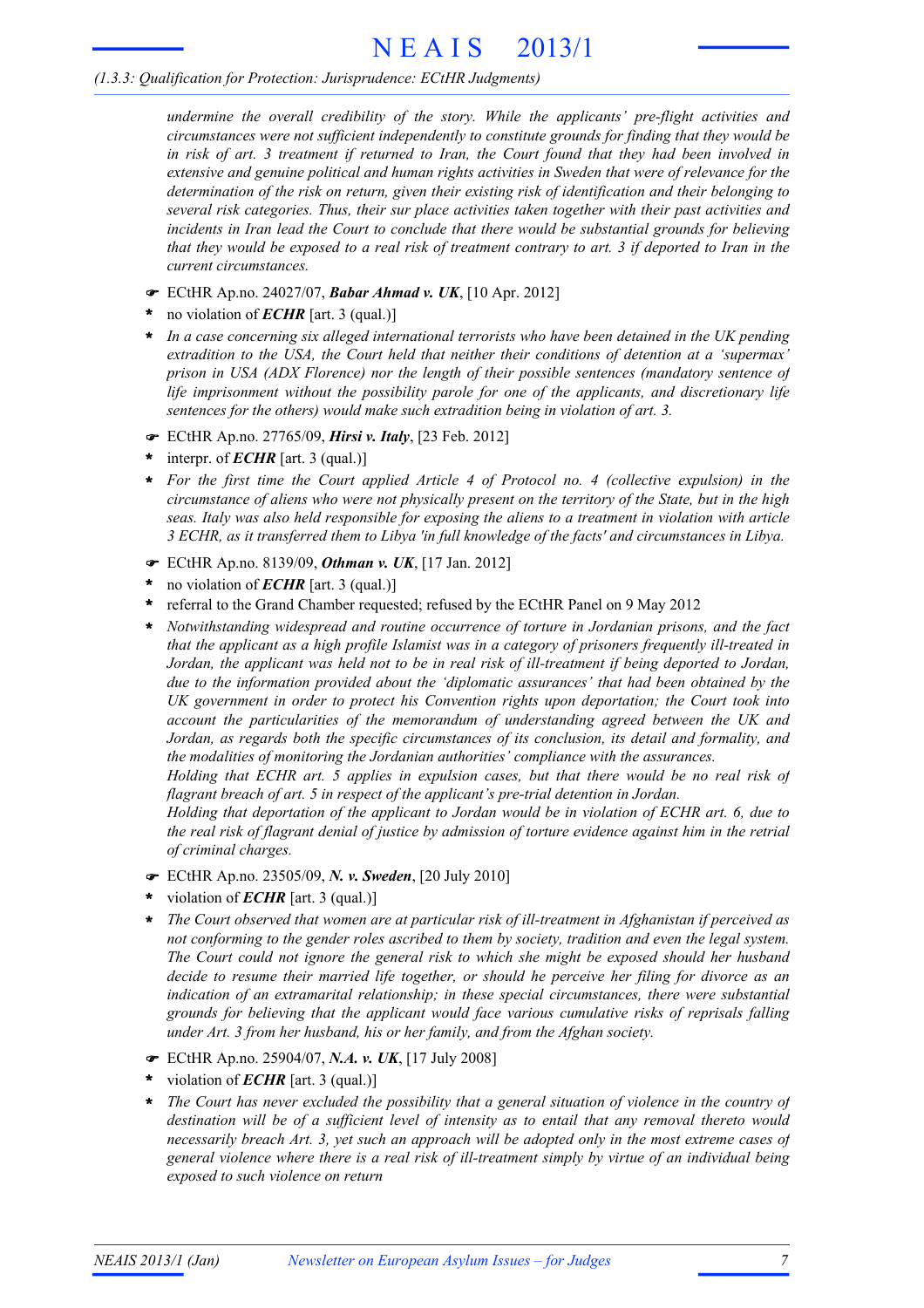*undermine the overall credibility of the story. While the applicants' pre-flight activities and circumstances were not sufficient independently to constitute grounds for finding that they would be in risk of art. 3 treatment if returned to Iran, the Court found that they had been involved in extensive and genuine political and human rights activities in Sweden that were of relevance for the determination of the risk on return, given their existing risk of identification and their belonging to several risk categories. Thus, their sur place activities taken together with their past activities and incidents in Iran lead the Court to conclude that there would be substantial grounds for believing that they would be exposed to a real risk of treatment contrary to art. 3 if deported to Iran in the current circumstances.*

☛ ECtHR Ap.no. 24027/07, ***Babar Ahmad v. UK***, [10 Apr. 2012]

- no violation of ***ECHR*** [art. 3 (qual.)]
- *In a case concerning six alleged international terrorists who have been detained in the UK pending extradition to the USA, the Court held that neither their conditions of detention at a 'supermax' prison in USA (ADX Florence) nor the length of their possible sentences (mandatory sentence of life imprisonment without the possibility parole for one of the applicants, and discretionary life sentences for the others) would make such extradition being in violation of art. 3.*

☛ ECtHR Ap.no. 27765/09, ***Hirsi v. Italy***, [23 Feb. 2012]

- interpr. of ***ECHR*** [art. 3 (qual.)]
- *For the first time the Court applied Article 4 of Protocol no. 4 (collective expulsion) in the circumstance of aliens who were not physically present on the territory of the State, but in the high seas. Italy was also held responsible for exposing the aliens to a treatment in violation with article 3 ECHR, as it transferred them to Libya 'in full knowledge of the facts' and circumstances in Libya.*

☛ ECtHR Ap.no. 8139/09, ***Othman v. UK***, [17 Jan. 2012]

- no violation of ***ECHR*** [art. 3 (qual.)]
- referral to the Grand Chamber requested; refused by the ECtHR Panel on 9 May 2012
- *Notwithstanding widespread and routine occurrence of torture in Jordanian prisons, and the fact that the applicant as a high profile Islamist was in a category of prisoners frequently ill-treated in Jordan, the applicant was held not to be in real risk of ill-treatment if being deported to Jordan, due to the information provided about the 'diplomatic assurances' that had been obtained by the UK government in order to protect his Convention rights upon deportation; the Court took into account the particularities of the memorandum of understanding agreed between the UK and Jordan, as regards both the specific circumstances of its conclusion, its detail and formality, and the modalities of monitoring the Jordanian authorities' compliance with the assurances.*
  *Holding that ECHR art. 5 applies in expulsion cases, but that there would be no real risk of flagrant breach of art. 5 in respect of the applicant's pre-trial detention in Jordan.*
  *Holding that deportation of the applicant to Jordan would be in violation of ECHR art. 6, due to the real risk of flagrant denial of justice by admission of torture evidence against him in the retrial of criminal charges.*

☛ ECtHR Ap.no. 23505/09, ***N. v. Sweden***, [20 July 2010]

- violation of ***ECHR*** [art. 3 (qual.)]
- *The Court observed that women are at particular risk of ill-treatment in Afghanistan if perceived as not conforming to the gender roles ascribed to them by society, tradition and even the legal system. The Court could not ignore the general risk to which she might be exposed should her husband decide to resume their married life together, or should he perceive her filing for divorce as an indication of an extramarital relationship; in these special circumstances, there were substantial grounds for believing that the applicant would face various cumulative risks of reprisals falling under Art. 3 from her husband, his or her family, and from the Afghan society.*

☛ ECtHR Ap.no. 25904/07, ***N.A. v. UK***, [17 July 2008]

- violation of ***ECHR*** [art. 3 (qual.)]
- *The Court has never excluded the possibility that a general situation of violence in the country of destination will be of a sufficient level of intensity as to entail that any removal thereto would necessarily breach Art. 3, yet such an approach will be adopted only in the most extreme cases of general violence where there is a real risk of ill-treatment simply by virtue of an individual being exposed to such violence on return*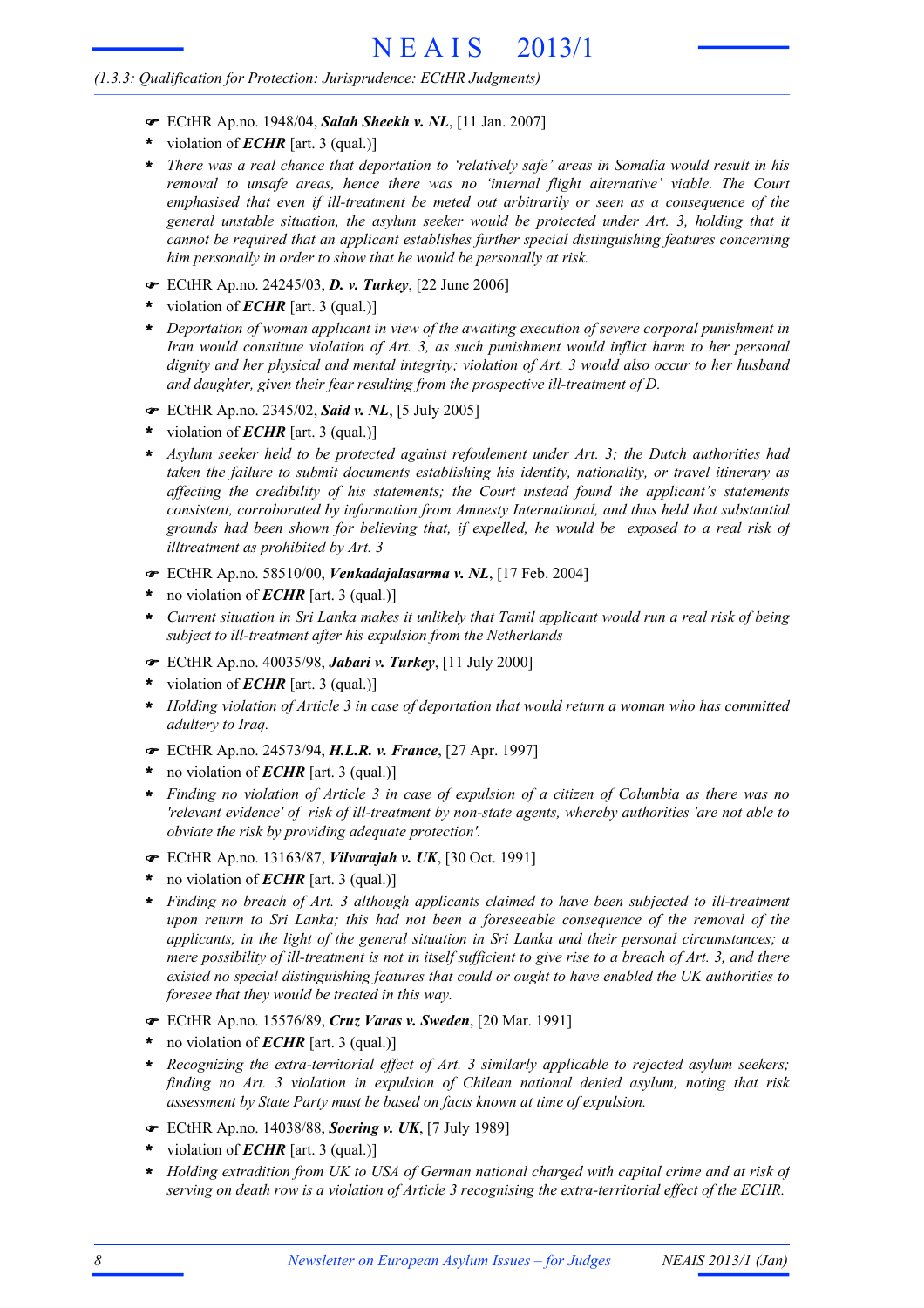*(1.3.3: Qualification for Protection: Jurisprudence: ECtHR Judgments)*

- ☛ ECtHR Ap.no. 1948/04, ***Salah Sheekh v. NL***, [11 Jan. 2007]
- \* violation of ***ECHR*** [art. 3 (qual.)]
- \* *There was a real chance that deportation to 'relatively safe' areas in Somalia would result in his removal to unsafe areas, hence there was no 'internal flight alternative' viable. The Court emphasised that even if ill-treatment be meted out arbitrarily or seen as a consequence of the general unstable situation, the asylum seeker would be protected under Art. 3, holding that it cannot be required that an applicant establishes further special distinguishing features concerning him personally in order to show that he would be personally at risk.*

- ☛ ECtHR Ap.no. 24245/03, ***D. v. Turkey***, [22 June 2006]
- \* violation of ***ECHR*** [art. 3 (qual.)]
- \* *Deportation of woman applicant in view of the awaiting execution of severe corporal punishment in Iran would constitute violation of Art. 3, as such punishment would inflict harm to her personal dignity and her physical and mental integrity; violation of Art. 3 would also occur to her husband and daughter, given their fear resulting from the prospective ill-treatment of D.*

- ☛ ECtHR Ap.no. 2345/02, ***Said v. NL***, [5 July 2005]
- \* violation of ***ECHR*** [art. 3 (qual.)]
- \* *Asylum seeker held to be protected against refoulement under Art. 3; the Dutch authorities had taken the failure to submit documents establishing his identity, nationality, or travel itinerary as affecting the credibility of his statements; the Court instead found the applicant's statements consistent, corroborated by information from Amnesty International, and thus held that substantial grounds had been shown for believing that, if expelled, he would be exposed to a real risk of illtreatment as prohibited by Art. 3*

- ☛ ECtHR Ap.no. 58510/00, ***Venkadajalasarma v. NL***, [17 Feb. 2004]
- \* no violation of ***ECHR*** [art. 3 (qual.)]
- \* *Current situation in Sri Lanka makes it unlikely that Tamil applicant would run a real risk of being subject to ill-treatment after his expulsion from the Netherlands*

- ☛ ECtHR Ap.no. 40035/98, ***Jabari v. Turkey***, [11 July 2000]
- \* violation of ***ECHR*** [art. 3 (qual.)]
- \* *Holding violation of Article 3 in case of deportation that would return a woman who has committed adultery to Iraq.*

- ☛ ECtHR Ap.no. 24573/94, ***H.L.R. v. France***, [27 Apr. 1997]
- \* no violation of ***ECHR*** [art. 3 (qual.)]
- \* *Finding no violation of Article 3 in case of expulsion of a citizen of Columbia as there was no 'relevant evidence' of risk of ill-treatment by non-state agents, whereby authorities 'are not able to obviate the risk by providing adequate protection'.*

- ☛ ECtHR Ap.no. 13163/87, ***Vilvarajah v. UK***, [30 Oct. 1991]
- \* no violation of ***ECHR*** [art. 3 (qual.)]
- \* *Finding no breach of Art. 3 although applicants claimed to have been subjected to ill-treatment upon return to Sri Lanka; this had not been a foreseeable consequence of the removal of the applicants, in the light of the general situation in Sri Lanka and their personal circumstances; a mere possibility of ill-treatment is not in itself sufficient to give rise to a breach of Art. 3, and there existed no special distinguishing features that could or ought to have enabled the UK authorities to foresee that they would be treated in this way.*

- ☛ ECtHR Ap.no. 15576/89, ***Cruz Varas v. Sweden***, [20 Mar. 1991]
- \* no violation of ***ECHR*** [art. 3 (qual.)]
- \* *Recognizing the extra-territorial effect of Art. 3 similarly applicable to rejected asylum seekers; finding no Art. 3 violation in expulsion of Chilean national denied asylum, noting that risk assessment by State Party must be based on facts known at time of expulsion.*

- ☛ ECtHR Ap.no. 14038/88, ***Soering v. UK***, [7 July 1989]
- \* violation of ***ECHR*** [art. 3 (qual.)]
- \* *Holding extradition from UK to USA of German national charged with capital crime and at risk of serving on death row is a violation of Article 3 recognising the extra-territorial effect of the ECHR.*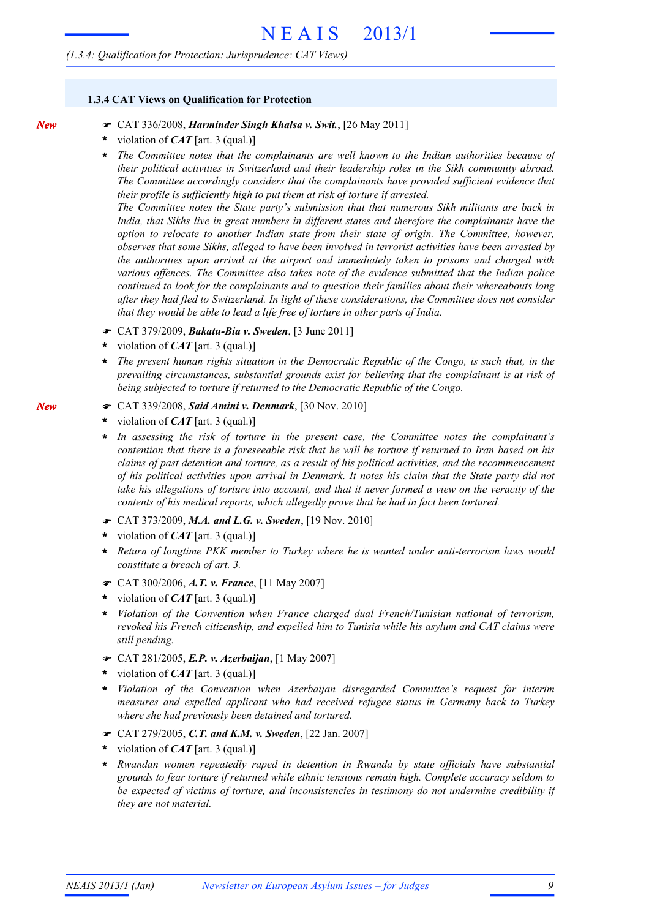### 1.3.4 CAT Views on Qualification for Protection

**New**

☛ CAT 336/2008, ***Harminder Singh Khalsa v. Swit.***, [26 May 2011]

- violation of ***CAT*** [art. 3 (qual.)]
- *The Committee notes that the complainants are well known to the Indian authorities because of their political activities in Switzerland and their leadership roles in the Sikh community abroad. The Committee accordingly considers that the complainants have provided sufficient evidence that their profile is sufficiently high to put them at risk of torture if arrested.*
  *The Committee notes the State party's submission that that numerous Sikh militants are back in India, that Sikhs live in great numbers in different states and therefore the complainants have the option to relocate to another Indian state from their state of origin. The Committee, however, observes that some Sikhs, alleged to have been involved in terrorist activities have been arrested by the authorities upon arrival at the airport and immediately taken to prisons and charged with various offences. The Committee also takes note of the evidence submitted that the Indian police continued to look for the complainants and to question their families about their whereabouts long after they had fled to Switzerland. In light of these considerations, the Committee does not consider that they would be able to lead a life free of torture in other parts of India.*

☛ CAT 379/2009, ***Bakatu-Bia v. Sweden***, [3 June 2011]

- violation of ***CAT*** [art. 3 (qual.)]
- *The present human rights situation in the Democratic Republic of the Congo, is such that, in the prevailing circumstances, substantial grounds exist for believing that the complainant is at risk of being subjected to torture if returned to the Democratic Republic of the Congo.*

**New**

☛ CAT 339/2008, ***Said Amini v. Denmark***, [30 Nov. 2010]

- violation of ***CAT*** [art. 3 (qual.)]
- *In assessing the risk of torture in the present case, the Committee notes the complainant's contention that there is a foreseeable risk that he will be torture if returned to Iran based on his claims of past detention and torture, as a result of his political activities, and the recommencement of his political activities upon arrival in Denmark. It notes his claim that the State party did not take his allegations of torture into account, and that it never formed a view on the veracity of the contents of his medical reports, which allegedly prove that he had in fact been tortured.*

☛ CAT 373/2009, ***M.A. and L.G. v. Sweden***, [19 Nov. 2010]

- violation of ***CAT*** [art. 3 (qual.)]
- *Return of longtime PKK member to Turkey where he is wanted under anti-terrorism laws would constitute a breach of art. 3.*

☛ CAT 300/2006, ***A.T. v. France***, [11 May 2007]

- violation of ***CAT*** [art. 3 (qual.)]
- *Violation of the Convention when France charged dual French/Tunisian national of terrorism, revoked his French citizenship, and expelled him to Tunisia while his asylum and CAT claims were still pending.*

☛ CAT 281/2005, ***E.P. v. Azerbaijan***, [1 May 2007]

- violation of ***CAT*** [art. 3 (qual.)]
- *Violation of the Convention when Azerbaijan disregarded Committee's request for interim measures and expelled applicant who had received refugee status in Germany back to Turkey where she had previously been detained and tortured.*

☛ CAT 279/2005, ***C.T. and K.M. v. Sweden***, [22 Jan. 2007]

- violation of ***CAT*** [art. 3 (qual.)]
- *Rwandan women repeatedly raped in detention in Rwanda by state officials have substantial grounds to fear torture if returned while ethnic tensions remain high. Complete accuracy seldom to be expected of victims of torture, and inconsistencies in testimony do not undermine credibility if they are not material.*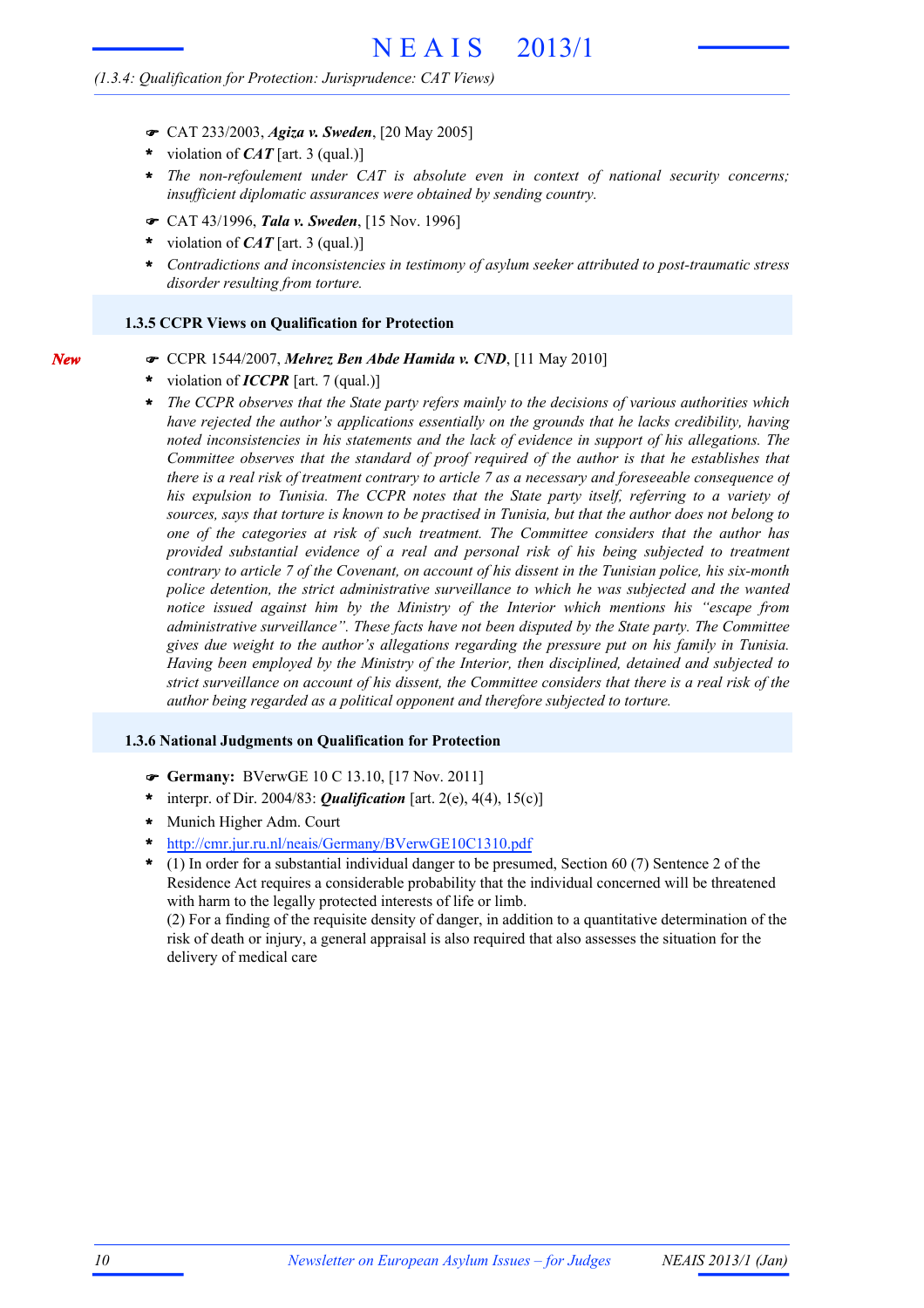(1.3.4: Qualification for Protection: Jurisprudence: CAT Views)

- ☛ CAT 233/2003, ***Agiza v. Sweden***, [20 May 2005]
- * violation of ***CAT*** [art. 3 (qual.)]
- * *The non-refoulement under CAT is absolute even in context of national security concerns; insufficient diplomatic assurances were obtained by sending country.*

- ☛ CAT 43/1996, ***Tala v. Sweden***, [15 Nov. 1996]
- * violation of ***CAT*** [art. 3 (qual.)]
- * *Contradictions and inconsistencies in testimony of asylum seeker attributed to post-traumatic stress disorder resulting from torture.*

### 1.3.5 CCPR Views on Qualification for Protection

*New*

- ☛ CCPR 1544/2007, ***Mehrez Ben Abde Hamida v. CND***, [11 May 2010]
- * violation of ***ICCPR*** [art. 7 (qual.)]
- * *The CCPR observes that the State party refers mainly to the decisions of various authorities which have rejected the author's applications essentially on the grounds that he lacks credibility, having noted inconsistencies in his statements and the lack of evidence in support of his allegations. The Committee observes that the standard of proof required of the author is that he establishes that there is a real risk of treatment contrary to article 7 as a necessary and foreseeable consequence of his expulsion to Tunisia. The CCPR notes that the State party itself, referring to a variety of sources, says that torture is known to be practised in Tunisia, but that the author does not belong to one of the categories at risk of such treatment. The Committee considers that the author has provided substantial evidence of a real and personal risk of his being subjected to treatment contrary to article 7 of the Covenant, on account of his dissent in the Tunisian police, his six-month police detention, the strict administrative surveillance to which he was subjected and the wanted notice issued against him by the Ministry of the Interior which mentions his "escape from administrative surveillance". These facts have not been disputed by the State party. The Committee gives due weight to the author's allegations regarding the pressure put on his family in Tunisia. Having been employed by the Ministry of the Interior, then disciplined, detained and subjected to strict surveillance on account of his dissent, the Committee considers that there is a real risk of the author being regarded as a political opponent and therefore subjected to torture.*

### 1.3.6 National Judgments on Qualification for Protection

- ☛ **Germany:** BVerwGE 10 C 13.10, [17 Nov. 2011]
- * interpr. of Dir. 2004/83: ***Qualification*** [art. 2(e), 4(4), 15(c)]
- * Munich Higher Adm. Court
- * http://cmr.jur.ru.nl/neais/Germany/BVerwGE10C1310.pdf
- * (1) In order for a substantial individual danger to be presumed, Section 60 (7) Sentence 2 of the Residence Act requires a considerable probability that the individual concerned will be threatened with harm to the legally protected interests of life or limb.
  (2) For a finding of the requisite density of danger, in addition to a quantitative determination of the risk of death or injury, a general appraisal is also required that also assesses the situation for the delivery of medical care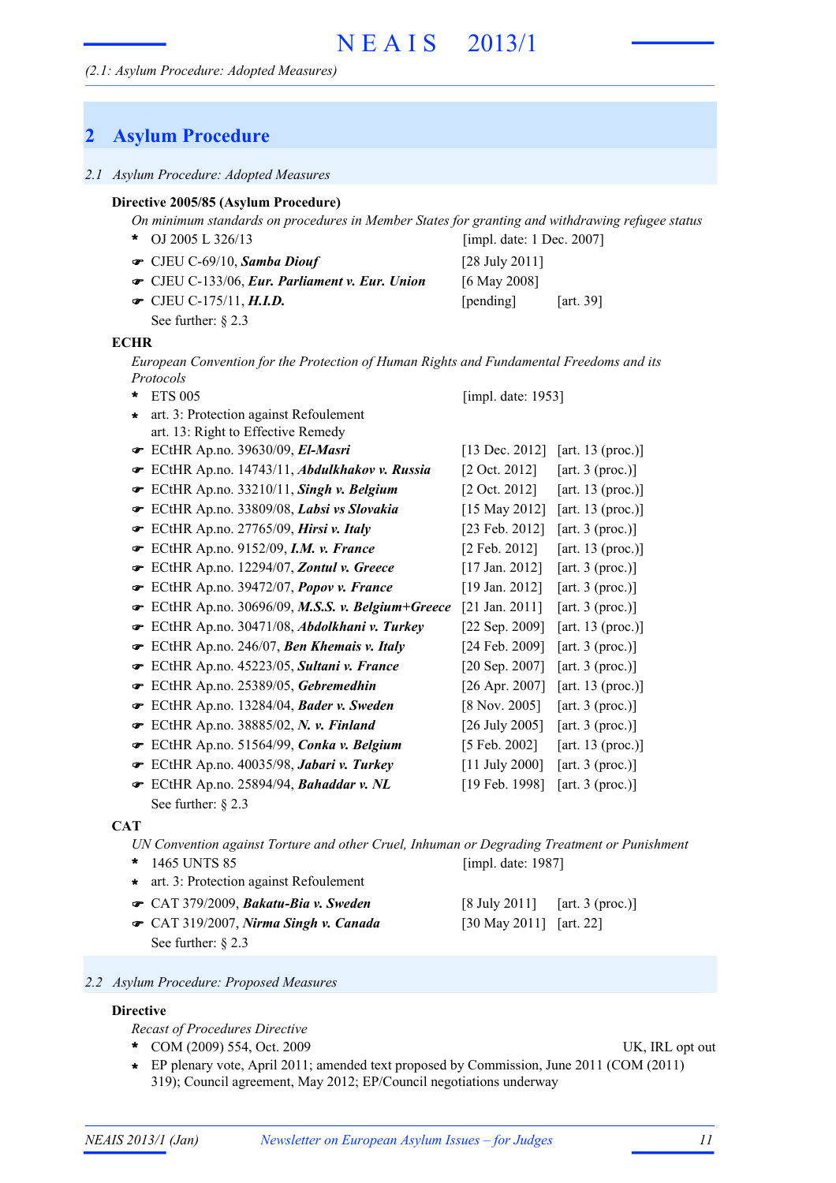## 2 Asylum Procedure

### 2.1 Asylum Procedure: Adopted Measures

**Directive 2005/85 (Asylum Procedure)**

*On minimum standards on procedures in Member States for granting and withdrawing refugee status*

- \* OJ 2005 L 326/13 [impl. date: 1 Dec. 2007]
- ☛ CJEU C-69/10, ***Samba Diouf*** [28 July 2011]
- ☛ CJEU C-133/06, ***Eur. Parliament v. Eur. Union*** [6 May 2008]
- ☛ CJEU C-175/11, ***H.I.D.*** [pending] [art. 39]

See further: § 2.3

**ECHR**

*European Convention for the Protection of Human Rights and Fundamental Freedoms and its Protocols*

- \* ETS 005 [impl. date: 1953]
- \* art. 3: Protection against Refoulement
  art. 13: Right to Effective Remedy
- ☛ ECtHR Ap.no. 39630/09, ***El-Masri*** [13 Dec. 2012] [art. 13 (proc.)]
- ☛ ECtHR Ap.no. 14743/11, ***Abdulkhakov v. Russia*** [2 Oct. 2012] [art. 3 (proc.)]
- ☛ ECtHR Ap.no. 33210/11, ***Singh v. Belgium*** [2 Oct. 2012] [art. 13 (proc.)]
- ☛ ECtHR Ap.no. 33809/08, ***Labsi vs Slovakia*** [15 May 2012] [art. 13 (proc.)]
- ☛ ECtHR Ap.no. 27765/09, ***Hirsi v. Italy*** [23 Feb. 2012] [art. 3 (proc.)]
- ☛ ECtHR Ap.no. 9152/09, ***I.M. v. France*** [2 Feb. 2012] [art. 13 (proc.)]
- ☛ ECtHR Ap.no. 12294/07, ***Zontul v. Greece*** [17 Jan. 2012] [art. 3 (proc.)]
- ☛ ECtHR Ap.no. 39472/07, ***Popov v. France*** [19 Jan. 2012] [art. 3 (proc.)]
- ☛ ECtHR Ap.no. 30696/09, ***M.S.S. v. Belgium+Greece*** [21 Jan. 2011] [art. 3 (proc.)]
- ☛ ECtHR Ap.no. 30471/08, ***Abdolkhani v. Turkey*** [22 Sep. 2009] [art. 13 (proc.)]
- ☛ ECtHR Ap.no. 246/07, ***Ben Khemais v. Italy*** [24 Feb. 2009] [art. 3 (proc.)]
- ☛ ECtHR Ap.no. 45223/05, ***Sultani v. France*** [20 Sep. 2007] [art. 3 (proc.)]
- ☛ ECtHR Ap.no. 25389/05, ***Gebremedhin*** [26 Apr. 2007] [art. 13 (proc.)]
- ☛ ECtHR Ap.no. 13284/04, ***Bader v. Sweden*** [8 Nov. 2005] [art. 3 (proc.)]
- ☛ ECtHR Ap.no. 38885/02, ***N. v. Finland*** [26 July 2005] [art. 3 (proc.)]
- ☛ ECtHR Ap.no. 51564/99, ***Conka v. Belgium*** [5 Feb. 2002] [art. 13 (proc.)]
- ☛ ECtHR Ap.no. 40035/98, ***Jabari v. Turkey*** [11 July 2000] [art. 3 (proc.)]
- ☛ ECtHR Ap.no. 25894/94, ***Bahaddar v. NL*** [19 Feb. 1998] [art. 3 (proc.)]

See further: § 2.3

**CAT**

*UN Convention against Torture and other Cruel, Inhuman or Degrading Treatment or Punishment*

- \* 1465 UNTS 85 [impl. date: 1987]
- \* art. 3: Protection against Refoulement
- ☛ CAT 379/2009, ***Bakatu-Bia v. Sweden*** [8 July 2011] [art. 3 (proc.)]
- ☛ CAT 319/2007, ***Nirma Singh v. Canada*** [30 May 2011] [art. 22]

See further: § 2.3

### 2.2 Asylum Procedure: Proposed Measures

**Directive**

*Recast of Procedures Directive*

- \* COM (2009) 554, Oct. 2009 UK, IRL opt out
- \* EP plenary vote, April 2011; amended text proposed by Commission, June 2011 (COM (2011) 319); Council agreement, May 2012; EP/Council negotiations underway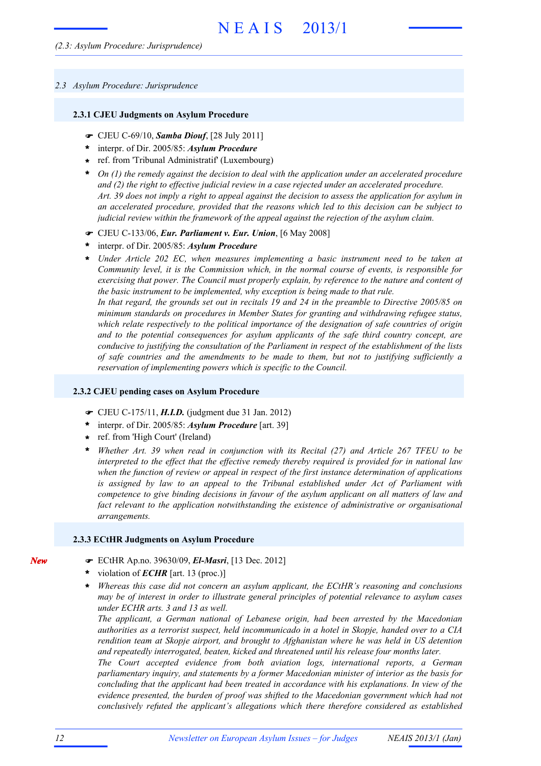## 2.3 Asylum Procedure: Jurisprudence

### 2.3.1 CJEU Judgments on Asylum Procedure

- ☛ CJEU C-69/10, ***Samba Diouf***, [28 July 2011]
- \* interpr. of Dir. 2005/85: ***Asylum Procedure***
- \* ref. from 'Tribunal Administratif' (Luxembourg)
- \* *On (1) the remedy against the decision to deal with the application under an accelerated procedure and (2) the right to effective judicial review in a case rejected under an accelerated procedure.*
  *Art. 39 does not imply a right to appeal against the decision to assess the application for asylum in an accelerated procedure, provided that the reasons which led to this decision can be subject to judicial review within the framework of the appeal against the rejection of the asylum claim.*

- ☛ CJEU C-133/06, ***Eur. Parliament v. Eur. Union***, [6 May 2008]
- \* interpr. of Dir. 2005/85: ***Asylum Procedure***
- \* *Under Article 202 EC, when measures implementing a basic instrument need to be taken at Community level, it is the Commission which, in the normal course of events, is responsible for exercising that power. The Council must properly explain, by reference to the nature and content of the basic instrument to be implemented, why exception is being made to that rule.*
  *In that regard, the grounds set out in recitals 19 and 24 in the preamble to Directive 2005/85 on minimum standards on procedures in Member States for granting and withdrawing refugee status, which relate respectively to the political importance of the designation of safe countries of origin and to the potential consequences for asylum applicants of the safe third country concept, are conducive to justifying the consultation of the Parliament in respect of the establishment of the lists of safe countries and the amendments to be made to them, but not to justifying sufficiently a reservation of implementing powers which is specific to the Council.*

### 2.3.2 CJEU pending cases on Asylum Procedure

- ☛ CJEU C-175/11, ***H.I.D.*** (judgment due 31 Jan. 2012)
- \* interpr. of Dir. 2005/85: ***Asylum Procedure*** [art. 39]
- \* ref. from 'High Court' (Ireland)
- \* *Whether Art. 39 when read in conjunction with its Recital (27) and Article 267 TFEU to be interpreted to the effect that the effective remedy thereby required is provided for in national law when the function of review or appeal in respect of the first instance determination of applications is assigned by law to an appeal to the Tribunal established under Act of Parliament with competence to give binding decisions in favour of the asylum applicant on all matters of law and fact relevant to the application notwithstanding the existence of administrative or organisational arrangements.*

### 2.3.3 ECtHR Judgments on Asylum Procedure

***New***

- ☛ ECtHR Ap.no. 39630/09, ***El-Masri***, [13 Dec. 2012]
- \* violation of ***ECHR*** [art. 13 (proc.)]
- \* *Whereas this case did not concern an asylum applicant, the ECtHR's reasoning and conclusions may be of interest in order to illustrate general principles of potential relevance to asylum cases under ECHR arts. 3 and 13 as well.*
  *The applicant, a German national of Lebanese origin, had been arrested by the Macedonian authorities as a terrorist suspect, held incommunicado in a hotel in Skopje, handed over to a CIA rendition team at Skopje airport, and brought to Afghanistan where he was held in US detention and repeatedly interrogated, beaten, kicked and threatened until his release four months later.*
  *The Court accepted evidence from both aviation logs, international reports, a German parliamentary inquiry, and statements by a former Macedonian minister of interior as the basis for concluding that the applicant had been treated in accordance with his explanations. In view of the evidence presented, the burden of proof was shifted to the Macedonian government which had not conclusively refuted the applicant's allegations which there therefore considered as established*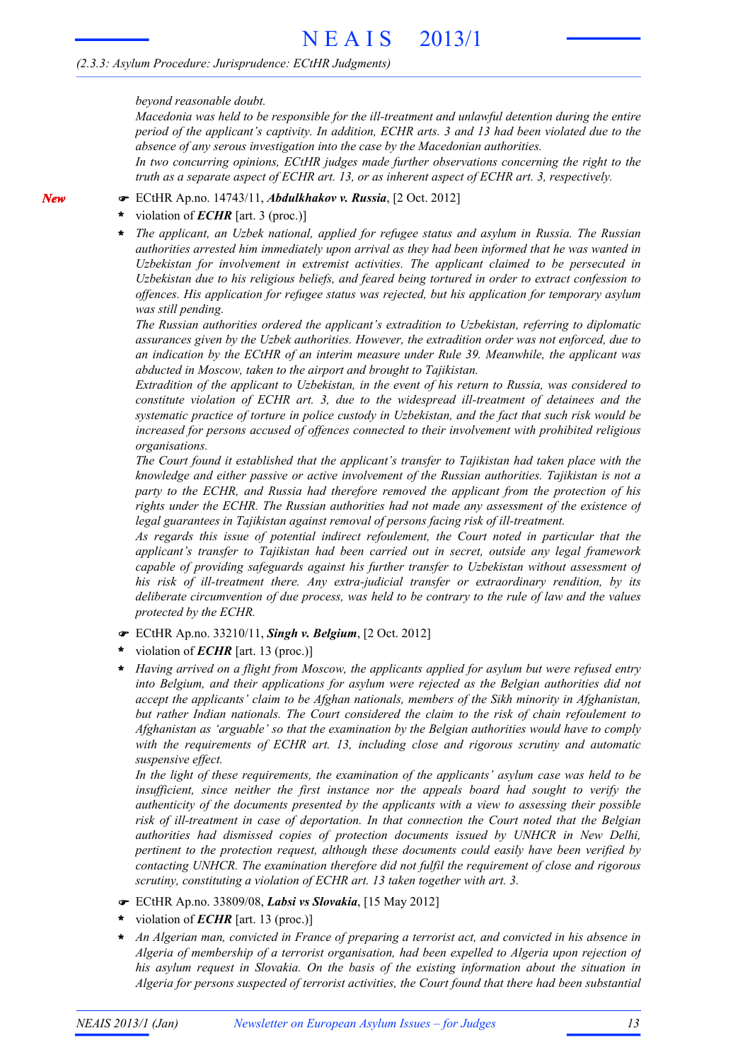*beyond reasonable doubt.*

*Macedonia was held to be responsible for the ill-treatment and unlawful detention during the entire period of the applicant's captivity. In addition, ECHR arts. 3 and 13 had been violated due to the absence of any serous investigation into the case by the Macedonian authorities.*

*In two concurring opinions, ECtHR judges made further observations concerning the right to the truth as a separate aspect of ECHR art. 13, or as inherent aspect of ECHR art. 3, respectively.*

*New*

☛ ECtHR Ap.no. 14743/11, ***Abdulkhakov v. Russia***, [2 Oct. 2012]

- violation of ***ECHR*** [art. 3 (proc.)]
- *The applicant, an Uzbek national, applied for refugee status and asylum in Russia. The Russian authorities arrested him immediately upon arrival as they had been informed that he was wanted in Uzbekistan for involvement in extremist activities. The applicant claimed to be persecuted in Uzbekistan due to his religious beliefs, and feared being tortured in order to extract confession to offences. His application for refugee status was rejected, but his application for temporary asylum was still pending.*

  *The Russian authorities ordered the applicant's extradition to Uzbekistan, referring to diplomatic assurances given by the Uzbek authorities. However, the extradition order was not enforced, due to an indication by the ECtHR of an interim measure under Rule 39. Meanwhile, the applicant was abducted in Moscow, taken to the airport and brought to Tajikistan.*

  *Extradition of the applicant to Uzbekistan, in the event of his return to Russia, was considered to constitute violation of ECHR art. 3, due to the widespread ill-treatment of detainees and the systematic practice of torture in police custody in Uzbekistan, and the fact that such risk would be increased for persons accused of offences connected to their involvement with prohibited religious organisations.*

  *The Court found it established that the applicant's transfer to Tajikistan had taken place with the knowledge and either passive or active involvement of the Russian authorities. Tajikistan is not a party to the ECHR, and Russia had therefore removed the applicant from the protection of his rights under the ECHR. The Russian authorities had not made any assessment of the existence of legal guarantees in Tajikistan against removal of persons facing risk of ill-treatment.*

  *As regards this issue of potential indirect refoulement, the Court noted in particular that the applicant's transfer to Tajikistan had been carried out in secret, outside any legal framework capable of providing safeguards against his further transfer to Uzbekistan without assessment of his risk of ill-treatment there. Any extra-judicial transfer or extraordinary rendition, by its deliberate circumvention of due process, was held to be contrary to the rule of law and the values protected by the ECHR.*

☛ ECtHR Ap.no. 33210/11, ***Singh v. Belgium***, [2 Oct. 2012]

- violation of ***ECHR*** [art. 13 (proc.)]
- *Having arrived on a flight from Moscow, the applicants applied for asylum but were refused entry into Belgium, and their applications for asylum were rejected as the Belgian authorities did not accept the applicants' claim to be Afghan nationals, members of the Sikh minority in Afghanistan, but rather Indian nationals. The Court considered the claim to the risk of chain refoulement to Afghanistan as 'arguable' so that the examination by the Belgian authorities would have to comply with the requirements of ECHR art. 13, including close and rigorous scrutiny and automatic suspensive effect.*

  *In the light of these requirements, the examination of the applicants' asylum case was held to be insufficient, since neither the first instance nor the appeals board had sought to verify the authenticity of the documents presented by the applicants with a view to assessing their possible risk of ill-treatment in case of deportation. In that connection the Court noted that the Belgian authorities had dismissed copies of protection documents issued by UNHCR in New Delhi, pertinent to the protection request, although these documents could easily have been verified by contacting UNHCR. The examination therefore did not fulfil the requirement of close and rigorous scrutiny, constituting a violation of ECHR art. 13 taken together with art. 3.*

☛ ECtHR Ap.no. 33809/08, ***Labsi vs Slovakia***, [15 May 2012]

- violation of ***ECHR*** [art. 13 (proc.)]
- *An Algerian man, convicted in France of preparing a terrorist act, and convicted in his absence in Algeria of membership of a terrorist organisation, had been expelled to Algeria upon rejection of his asylum request in Slovakia. On the basis of the existing information about the situation in Algeria for persons suspected of terrorist activities, the Court found that there had been substantial*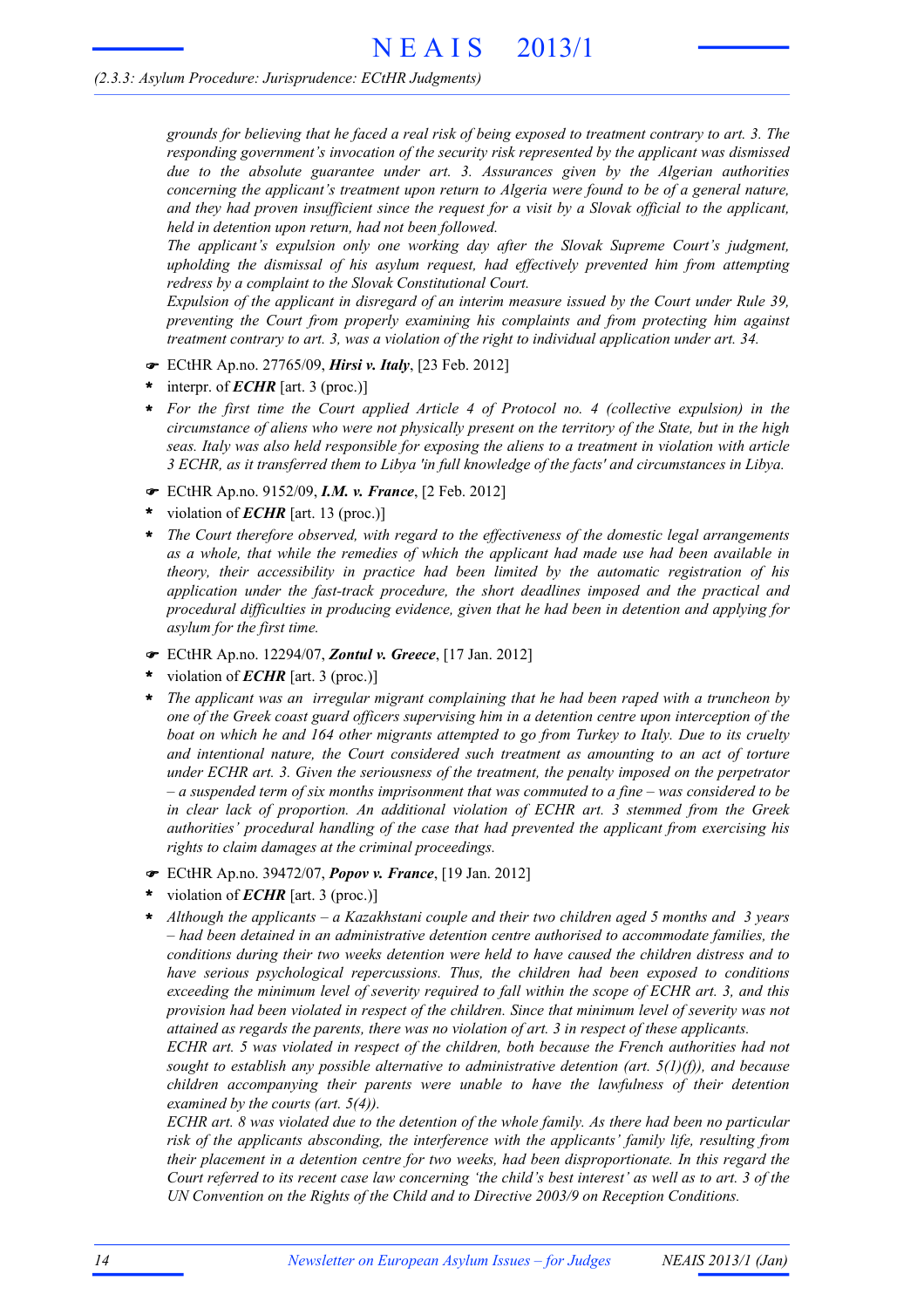*grounds for believing that he faced a real risk of being exposed to treatment contrary to art. 3. The responding government's invocation of the security risk represented by the applicant was dismissed due to the absolute guarantee under art. 3. Assurances given by the Algerian authorities concerning the applicant's treatment upon return to Algeria were found to be of a general nature, and they had proven insufficient since the request for a visit by a Slovak official to the applicant, held in detention upon return, had not been followed.*

*The applicant's expulsion only one working day after the Slovak Supreme Court's judgment, upholding the dismissal of his asylum request, had effectively prevented him from attempting redress by a complaint to the Slovak Constitutional Court.*

*Expulsion of the applicant in disregard of an interim measure issued by the Court under Rule 39, preventing the Court from properly examining his complaints and from protecting him against treatment contrary to art. 3, was a violation of the right to individual application under art. 34.*

☛ ECtHR Ap.no. 27765/09, ***Hirsi v. Italy***, [23 Feb. 2012]

- interpr. of ***ECHR*** [art. 3 (proc.)]
- *For the first time the Court applied Article 4 of Protocol no. 4 (collective expulsion) in the circumstance of aliens who were not physically present on the territory of the State, but in the high seas. Italy was also held responsible for exposing the aliens to a treatment in violation with article 3 ECHR, as it transferred them to Libya 'in full knowledge of the facts' and circumstances in Libya.*

☛ ECtHR Ap.no. 9152/09, ***I.M. v. France***, [2 Feb. 2012]

- violation of ***ECHR*** [art. 13 (proc.)]
- *The Court therefore observed, with regard to the effectiveness of the domestic legal arrangements as a whole, that while the remedies of which the applicant had made use had been available in theory, their accessibility in practice had been limited by the automatic registration of his application under the fast-track procedure, the short deadlines imposed and the practical and procedural difficulties in producing evidence, given that he had been in detention and applying for asylum for the first time.*

☛ ECtHR Ap.no. 12294/07, ***Zontul v. Greece***, [17 Jan. 2012]

- violation of ***ECHR*** [art. 3 (proc.)]
- *The applicant was an irregular migrant complaining that he had been raped with a truncheon by one of the Greek coast guard officers supervising him in a detention centre upon interception of the boat on which he and 164 other migrants attempted to go from Turkey to Italy. Due to its cruelty and intentional nature, the Court considered such treatment as amounting to an act of torture under ECHR art. 3. Given the seriousness of the treatment, the penalty imposed on the perpetrator – a suspended term of six months imprisonment that was commuted to a fine – was considered to be in clear lack of proportion. An additional violation of ECHR art. 3 stemmed from the Greek authorities' procedural handling of the case that had prevented the applicant from exercising his rights to claim damages at the criminal proceedings.*

☛ ECtHR Ap.no. 39472/07, ***Popov v. France***, [19 Jan. 2012]

- violation of ***ECHR*** [art. 3 (proc.)]
- *Although the applicants – a Kazakhstani couple and their two children aged 5 months and 3 years – had been detained in an administrative detention centre authorised to accommodate families, the conditions during their two weeks detention were held to have caused the children distress and to have serious psychological repercussions. Thus, the children had been exposed to conditions exceeding the minimum level of severity required to fall within the scope of ECHR art. 3, and this provision had been violated in respect of the children. Since that minimum level of severity was not attained as regards the parents, there was no violation of art. 3 in respect of these applicants.*

  *ECHR art. 5 was violated in respect of the children, both because the French authorities had not sought to establish any possible alternative to administrative detention (art. 5(1)(f)), and because children accompanying their parents were unable to have the lawfulness of their detention examined by the courts (art. 5(4)).*

  *ECHR art. 8 was violated due to the detention of the whole family. As there had been no particular risk of the applicants absconding, the interference with the applicants' family life, resulting from their placement in a detention centre for two weeks, had been disproportionate. In this regard the Court referred to its recent case law concerning 'the child's best interest' as well as to art. 3 of the UN Convention on the Rights of the Child and to Directive 2003/9 on Reception Conditions.*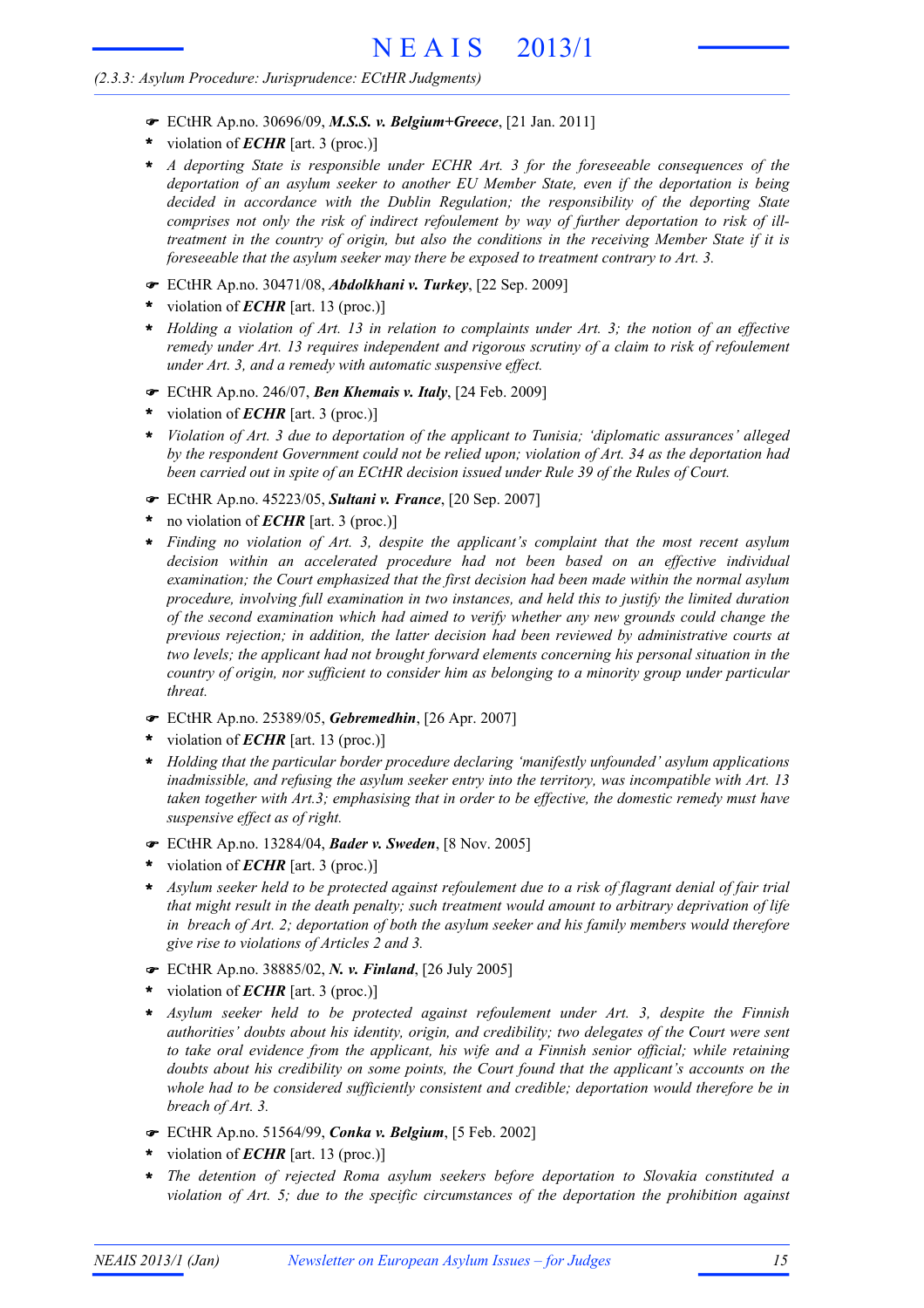*(2.3.3: Asylum Procedure: Jurisprudence: ECtHR Judgments)*

- ☛ ECtHR Ap.no. 30696/09, ***M.S.S. v. Belgium+Greece***, [21 Jan. 2011]
- * violation of ***ECHR*** [art. 3 (proc.)]
- * *A deporting State is responsible under ECHR Art. 3 for the foreseeable consequences of the deportation of an asylum seeker to another EU Member State, even if the deportation is being decided in accordance with the Dublin Regulation; the responsibility of the deporting State comprises not only the risk of indirect refoulement by way of further deportation to risk of ill-treatment in the country of origin, but also the conditions in the receiving Member State if it is foreseeable that the asylum seeker may there be exposed to treatment contrary to Art. 3.*

- ☛ ECtHR Ap.no. 30471/08, ***Abdolkhani v. Turkey***, [22 Sep. 2009]
- * violation of ***ECHR*** [art. 13 (proc.)]
- * *Holding a violation of Art. 13 in relation to complaints under Art. 3; the notion of an effective remedy under Art. 13 requires independent and rigorous scrutiny of a claim to risk of refoulement under Art. 3, and a remedy with automatic suspensive effect.*

- ☛ ECtHR Ap.no. 246/07, ***Ben Khemais v. Italy***, [24 Feb. 2009]
- * violation of ***ECHR*** [art. 3 (proc.)]
- * *Violation of Art. 3 due to deportation of the applicant to Tunisia; 'diplomatic assurances' alleged by the respondent Government could not be relied upon; violation of Art. 34 as the deportation had been carried out in spite of an ECtHR decision issued under Rule 39 of the Rules of Court.*

- ☛ ECtHR Ap.no. 45223/05, ***Sultani v. France***, [20 Sep. 2007]
- * no violation of ***ECHR*** [art. 3 (proc.)]
- * *Finding no violation of Art. 3, despite the applicant's complaint that the most recent asylum decision within an accelerated procedure had not been based on an effective individual examination; the Court emphasized that the first decision had been made within the normal asylum procedure, involving full examination in two instances, and held this to justify the limited duration of the second examination which had aimed to verify whether any new grounds could change the previous rejection; in addition, the latter decision had been reviewed by administrative courts at two levels; the applicant had not brought forward elements concerning his personal situation in the country of origin, nor sufficient to consider him as belonging to a minority group under particular threat.*

- ☛ ECtHR Ap.no. 25389/05, ***Gebremedhin***, [26 Apr. 2007]
- * violation of ***ECHR*** [art. 13 (proc.)]
- * *Holding that the particular border procedure declaring 'manifestly unfounded' asylum applications inadmissible, and refusing the asylum seeker entry into the territory, was incompatible with Art. 13 taken together with Art.3; emphasising that in order to be effective, the domestic remedy must have suspensive effect as of right.*

- ☛ ECtHR Ap.no. 13284/04, ***Bader v. Sweden***, [8 Nov. 2005]
- * violation of ***ECHR*** [art. 3 (proc.)]
- * *Asylum seeker held to be protected against refoulement due to a risk of flagrant denial of fair trial that might result in the death penalty; such treatment would amount to arbitrary deprivation of life in breach of Art. 2; deportation of both the asylum seeker and his family members would therefore give rise to violations of Articles 2 and 3.*

- ☛ ECtHR Ap.no. 38885/02, ***N. v. Finland***, [26 July 2005]
- * violation of ***ECHR*** [art. 3 (proc.)]
- * *Asylum seeker held to be protected against refoulement under Art. 3, despite the Finnish authorities' doubts about his identity, origin, and credibility; two delegates of the Court were sent to take oral evidence from the applicant, his wife and a Finnish senior official; while retaining doubts about his credibility on some points, the Court found that the applicant's accounts on the whole had to be considered sufficiently consistent and credible; deportation would therefore be in breach of Art. 3.*

- ☛ ECtHR Ap.no. 51564/99, ***Conka v. Belgium***, [5 Feb. 2002]
- * violation of ***ECHR*** [art. 13 (proc.)]
- * *The detention of rejected Roma asylum seekers before deportation to Slovakia constituted a violation of Art. 5; due to the specific circumstances of the deportation the prohibition against*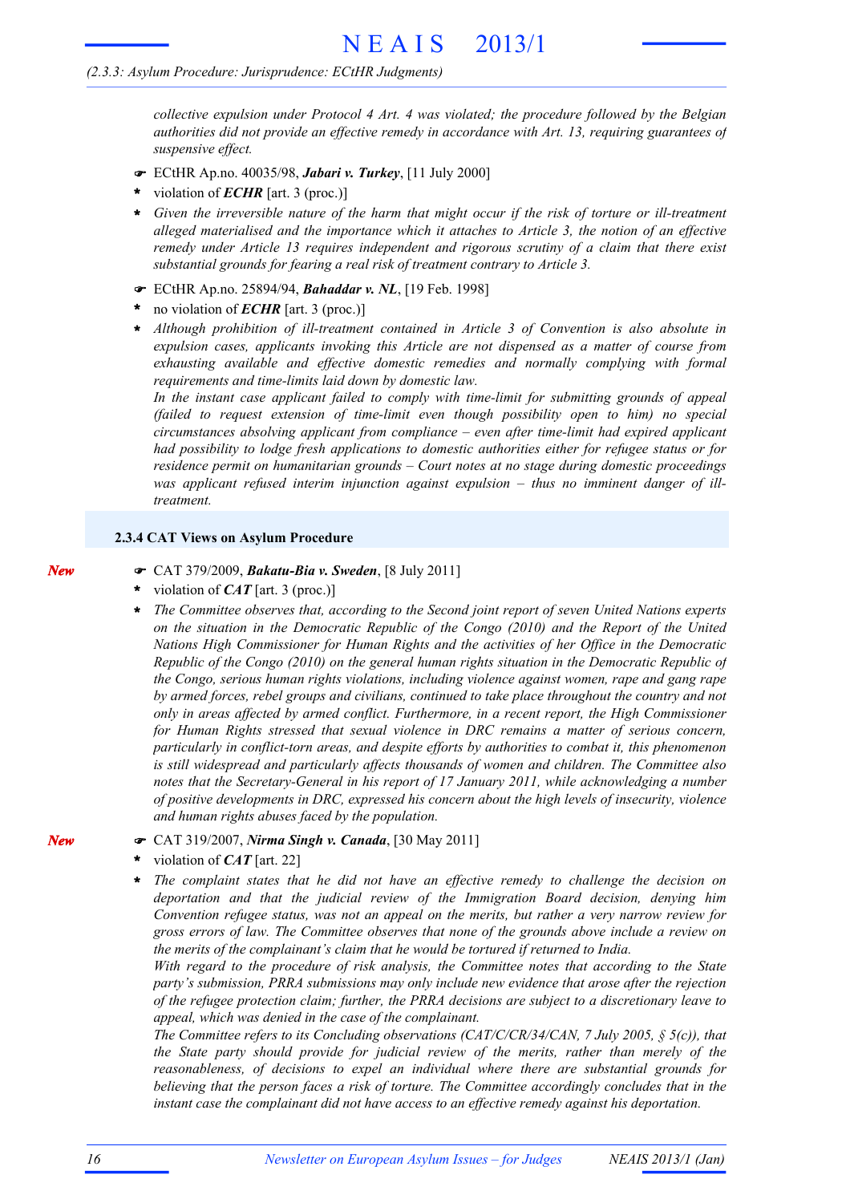*collective expulsion under Protocol 4 Art. 4 was violated; the procedure followed by the Belgian authorities did not provide an effective remedy in accordance with Art. 13, requiring guarantees of suspensive effect.*

☛ ECtHR Ap.no. 40035/98, ***Jabari v. Turkey***, [11 July 2000]

\* violation of ***ECHR*** [art. 3 (proc.)]

\* *Given the irreversible nature of the harm that might occur if the risk of torture or ill-treatment alleged materialised and the importance which it attaches to Article 3, the notion of an effective remedy under Article 13 requires independent and rigorous scrutiny of a claim that there exist substantial grounds for fearing a real risk of treatment contrary to Article 3.*

☛ ECtHR Ap.no. 25894/94, ***Bahaddar v. NL***, [19 Feb. 1998]

\* no violation of ***ECHR*** [art. 3 (proc.)]

\* *Although prohibition of ill-treatment contained in Article 3 of Convention is also absolute in expulsion cases, applicants invoking this Article are not dispensed as a matter of course from exhausting available and effective domestic remedies and normally complying with formal requirements and time-limits laid down by domestic law.*
*In the instant case applicant failed to comply with time-limit for submitting grounds of appeal (failed to request extension of time-limit even though possibility open to him) no special circumstances absolving applicant from compliance – even after time-limit had expired applicant had possibility to lodge fresh applications to domestic authorities either for refugee status or for residence permit on humanitarian grounds – Court notes at no stage during domestic proceedings was applicant refused interim injunction against expulsion – thus no imminent danger of ill-treatment.*

### 2.3.4 CAT Views on Asylum Procedure

*New*

☛ CAT 379/2009, ***Bakatu-Bia v. Sweden***, [8 July 2011]

\* violation of ***CAT*** [art. 3 (proc.)]

\* *The Committee observes that, according to the Second joint report of seven United Nations experts on the situation in the Democratic Republic of the Congo (2010) and the Report of the United Nations High Commissioner for Human Rights and the activities of her Office in the Democratic Republic of the Congo (2010) on the general human rights situation in the Democratic Republic of the Congo, serious human rights violations, including violence against women, rape and gang rape by armed forces, rebel groups and civilians, continued to take place throughout the country and not only in areas affected by armed conflict. Furthermore, in a recent report, the High Commissioner for Human Rights stressed that sexual violence in DRC remains a matter of serious concern, particularly in conflict-torn areas, and despite efforts by authorities to combat it, this phenomenon is still widespread and particularly affects thousands of women and children. The Committee also notes that the Secretary-General in his report of 17 January 2011, while acknowledging a number of positive developments in DRC, expressed his concern about the high levels of insecurity, violence and human rights abuses faced by the population.*

*New*

☛ CAT 319/2007, ***Nirma Singh v. Canada***, [30 May 2011]

\* violation of ***CAT*** [art. 22]

\* *The complaint states that he did not have an effective remedy to challenge the decision on deportation and that the judicial review of the Immigration Board decision, denying him Convention refugee status, was not an appeal on the merits, but rather a very narrow review for gross errors of law. The Committee observes that none of the grounds above include a review on the merits of the complainant's claim that he would be tortured if returned to India.*
*With regard to the procedure of risk analysis, the Committee notes that according to the State party's submission, PRRA submissions may only include new evidence that arose after the rejection of the refugee protection claim; further, the PRRA decisions are subject to a discretionary leave to appeal, which was denied in the case of the complainant.*
*The Committee refers to its Concluding observations (CAT/C/CR/34/CAN, 7 July 2005, § 5(c)), that the State party should provide for judicial review of the merits, rather than merely of the reasonableness, of decisions to expel an individual where there are substantial grounds for believing that the person faces a risk of torture. The Committee accordingly concludes that in the instant case the complainant did not have access to an effective remedy against his deportation.*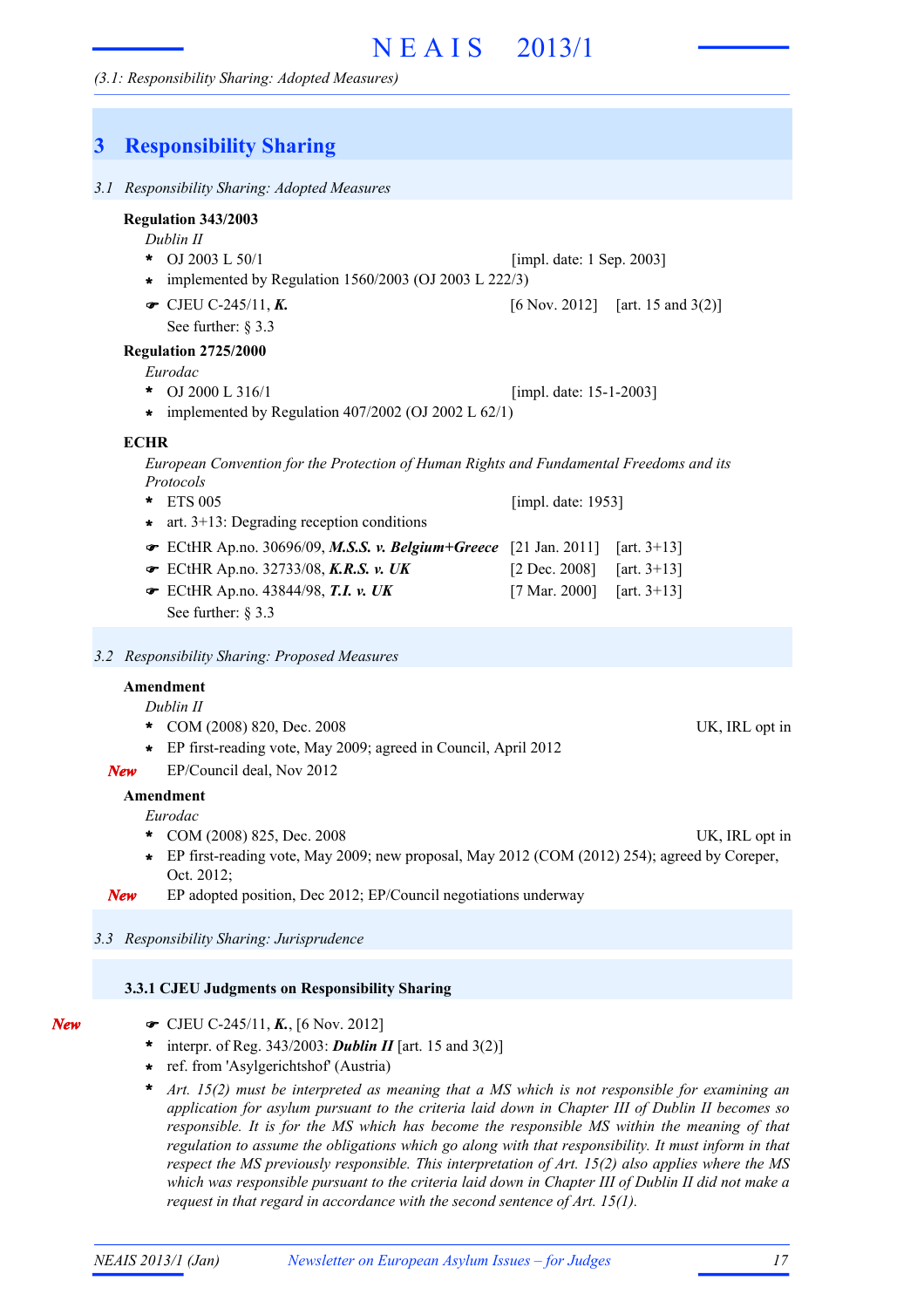# 3 Responsibility Sharing

## 3.1 Responsibility Sharing: Adopted Measures

**Regulation 343/2003**

*Dublin II*

- OJ 2003 L 50/1 [impl. date: 1 Sep. 2003]
- implemented by Regulation 1560/2003 (OJ 2003 L 222/3)
- ☞ CJEU C-245/11, ***K.*** [6 Nov. 2012] [art. 15 and 3(2)]

  See further: § 3.3

**Regulation 2725/2000**

*Eurodac*

- OJ 2000 L 316/1 [impl. date: 15-1-2003]
- implemented by Regulation 407/2002 (OJ 2002 L 62/1)

**ECHR**

*European Convention for the Protection of Human Rights and Fundamental Freedoms and its Protocols*

- ETS 005 [impl. date: 1953]
- art. 3+13: Degrading reception conditions
- ☞ ECtHR Ap.no. 30696/09, ***M.S.S. v. Belgium+Greece*** [21 Jan. 2011] [art. 3+13]
- ☞ ECtHR Ap.no. 32733/08, ***K.R.S. v. UK*** [2 Dec. 2008] [art. 3+13]
- ☞ ECtHR Ap.no. 43844/98, ***T.I. v. UK*** [7 Mar. 2000] [art. 3+13]

  See further: § 3.3

## 3.2 Responsibility Sharing: Proposed Measures

**Amendment**

*Dublin II*

- COM (2008) 820, Dec. 2008 — UK, IRL opt in
- EP first-reading vote, May 2009; agreed in Council, April 2012

***New*** EP/Council deal, Nov 2012

**Amendment**

*Eurodac*

- COM (2008) 825, Dec. 2008 — UK, IRL opt in
- EP first-reading vote, May 2009; new proposal, May 2012 (COM (2012) 254); agreed by Coreper, Oct. 2012;

***New*** EP adopted position, Dec 2012; EP/Council negotiations underway

## 3.3 Responsibility Sharing: Jurisprudence

### 3.3.1 CJEU Judgments on Responsibility Sharing

***New***

- ☞ CJEU C-245/11, ***K.***, [6 Nov. 2012]
- interpr. of Reg. 343/2003: ***Dublin II*** [art. 15 and 3(2)]
- ref. from 'Asylgerichtshof' (Austria)
- *Art. 15(2) must be interpreted as meaning that a MS which is not responsible for examining an application for asylum pursuant to the criteria laid down in Chapter III of Dublin II becomes so responsible. It is for the MS which has become the responsible MS within the meaning of that regulation to assume the obligations which go along with that responsibility. It must inform in that respect the MS previously responsible. This interpretation of Art. 15(2) also applies where the MS which was responsible pursuant to the criteria laid down in Chapter III of Dublin II did not make a request in that regard in accordance with the second sentence of Art. 15(1).*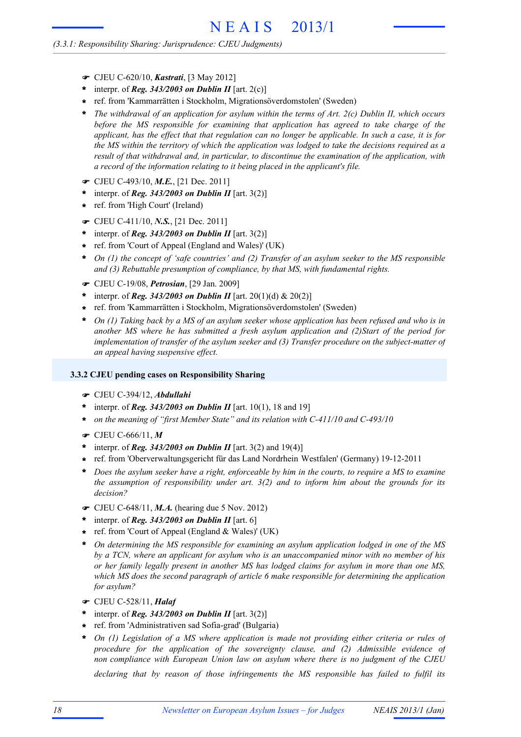- ☛ CJEU C-620/10, ***Kastrati***, [3 May 2012]
- \* interpr. of ***Reg. 343/2003 on Dublin II*** [art. 2(c)]
- \* ref. from 'Kammarrätten i Stockholm, Migrationsöverdomstolen' (Sweden)
- \* *The withdrawal of an application for asylum within the terms of Art. 2(c) Dublin II, which occurs before the MS responsible for examining that application has agreed to take charge of the applicant, has the effect that that regulation can no longer be applicable. In such a case, it is for the MS within the territory of which the application was lodged to take the decisions required as a result of that withdrawal and, in particular, to discontinue the examination of the application, with a record of the information relating to it being placed in the applicant's file.*

- ☛ CJEU C-493/10, ***M.E.***, [21 Dec. 2011]
- \* interpr. of ***Reg. 343/2003 on Dublin II*** [art. 3(2)]
- \* ref. from 'High Court' (Ireland)

- ☛ CJEU C-411/10, ***N.S.***, [21 Dec. 2011]
- \* interpr. of ***Reg. 343/2003 on Dublin II*** [art. 3(2)]
- \* ref. from 'Court of Appeal (England and Wales)' (UK)
- \* *On (1) the concept of 'safe countries' and (2) Transfer of an asylum seeker to the MS responsible and (3) Rebuttable presumption of compliance, by that MS, with fundamental rights.*

- ☛ CJEU C-19/08, ***Petrosian***, [29 Jan. 2009]
- \* interpr. of ***Reg. 343/2003 on Dublin II*** [art. 20(1)(d) & 20(2)]
- \* ref. from 'Kammarrätten i Stockholm, Migrationsöverdomstolen' (Sweden)
- \* *On (1) Taking back by a MS of an asylum seeker whose application has been refused and who is in another MS where he has submitted a fresh asylum application and (2)Start of the period for implementation of transfer of the asylum seeker and (3) Transfer procedure on the subject-matter of an appeal having suspensive effect.*

### 3.3.2 CJEU pending cases on Responsibility Sharing

- ☛ CJEU C-394/12, ***Abdullahi***
- \* interpr. of ***Reg. 343/2003 on Dublin II*** [art. 10(1), 18 and 19]
- \* *on the meaning of "first Member State" and its relation with C-411/10 and C-493/10*

- ☛ CJEU C-666/11, ***M***
- \* interpr. of ***Reg. 343/2003 on Dublin II*** [art. 3(2) and 19(4)]
- \* ref. from 'Oberverwaltungsgericht für das Land Nordrhein Westfalen' (Germany) 19-12-2011
- \* *Does the asylum seeker have a right, enforceable by him in the courts, to require a MS to examine the assumption of responsibility under art. 3(2) and to inform him about the grounds for its decision?*

- ☛ CJEU C-648/11, ***M.A.*** (hearing due 5 Nov. 2012)
- \* interpr. of ***Reg. 343/2003 on Dublin II*** [art. 6]
- \* ref. from 'Court of Appeal (England & Wales)' (UK)
- \* *On determining the MS responsible for examining an asylum application lodged in one of the MS by a TCN, where an applicant for asylum who is an unaccompanied minor with no member of his or her family legally present in another MS has lodged claims for asylum in more than one MS, which MS does the second paragraph of article 6 make responsible for determining the application for asylum?*

- ☛ CJEU C-528/11, ***Halaf***
- \* interpr. of ***Reg. 343/2003 on Dublin II*** [art. 3(2)]
- \* ref. from 'Administrativen sad Sofia-grad' (Bulgaria)
- \* *On (1) Legislation of a MS where application is made not providing either criteria or rules of procedure for the application of the sovereignty clause, and (2) Admissible evidence of non compliance with European Union law on asylum where there is no judgment of the CJEU declaring that by reason of those infringements the MS responsible has failed to fulfil its*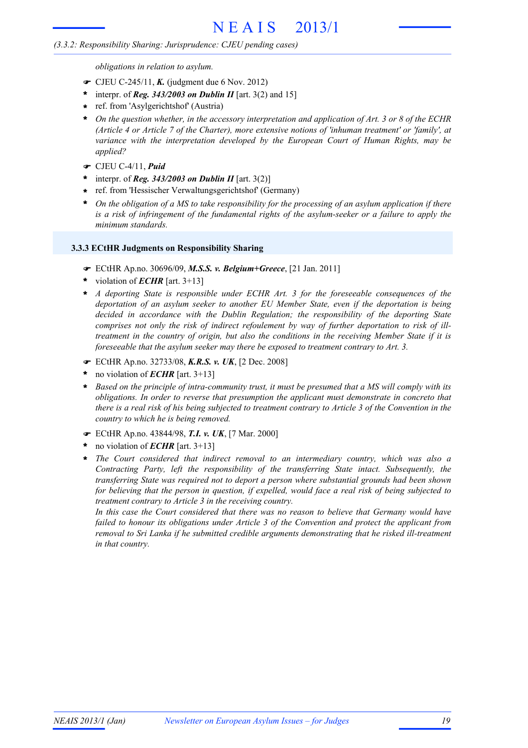*obligations in relation to asylum.*

- ☛ CJEU C-245/11, ***K.*** (judgment due 6 Nov. 2012)
- \* interpr. of ***Reg. 343/2003 on Dublin II*** [art. 3(2) and 15]
- \* ref. from 'Asylgerichtshof' (Austria)
- \* *On the question whether, in the accessory interpretation and application of Art. 3 or 8 of the ECHR (Article 4 or Article 7 of the Charter), more extensive notions of 'inhuman treatment' or 'family', at variance with the interpretation developed by the European Court of Human Rights, may be applied?*

- ☛ CJEU C-4/11, ***Puid***
- \* interpr. of ***Reg. 343/2003 on Dublin II*** [art. 3(2)]
- \* ref. from 'Hessischer Verwaltungsgerichtshof' (Germany)
- \* *On the obligation of a MS to take responsibility for the processing of an asylum application if there is a risk of infringement of the fundamental rights of the asylum-seeker or a failure to apply the minimum standards.*

### 3.3.3 ECtHR Judgments on Responsibility Sharing

- ☛ ECtHR Ap.no. 30696/09, ***M.S.S. v. Belgium+Greece***, [21 Jan. 2011]
- \* violation of ***ECHR*** [art. 3+13]
- \* *A deporting State is responsible under ECHR Art. 3 for the foreseeable consequences of the deportation of an asylum seeker to another EU Member State, even if the deportation is being decided in accordance with the Dublin Regulation; the responsibility of the deporting State comprises not only the risk of indirect refoulement by way of further deportation to risk of ill-treatment in the country of origin, but also the conditions in the receiving Member State if it is foreseeable that the asylum seeker may there be exposed to treatment contrary to Art. 3.*

- ☛ ECtHR Ap.no. 32733/08, ***K.R.S. v. UK***, [2 Dec. 2008]
- \* no violation of ***ECHR*** [art. 3+13]
- \* *Based on the principle of intra-community trust, it must be presumed that a MS will comply with its obligations. In order to reverse that presumption the applicant must demonstrate in concreto that there is a real risk of his being subjected to treatment contrary to Article 3 of the Convention in the country to which he is being removed.*

- ☛ ECtHR Ap.no. 43844/98, ***T.I. v. UK***, [7 Mar. 2000]
- \* no violation of ***ECHR*** [art. 3+13]
- \* *The Court considered that indirect removal to an intermediary country, which was also a Contracting Party, left the responsibility of the transferring State intact. Subsequently, the transferring State was required not to deport a person where substantial grounds had been shown for believing that the person in question, if expelled, would face a real risk of being subjected to treatment contrary to Article 3 in the receiving country.*
  *In this case the Court considered that there was no reason to believe that Germany would have failed to honour its obligations under Article 3 of the Convention and protect the applicant from removal to Sri Lanka if he submitted credible arguments demonstrating that he risked ill-treatment in that country.*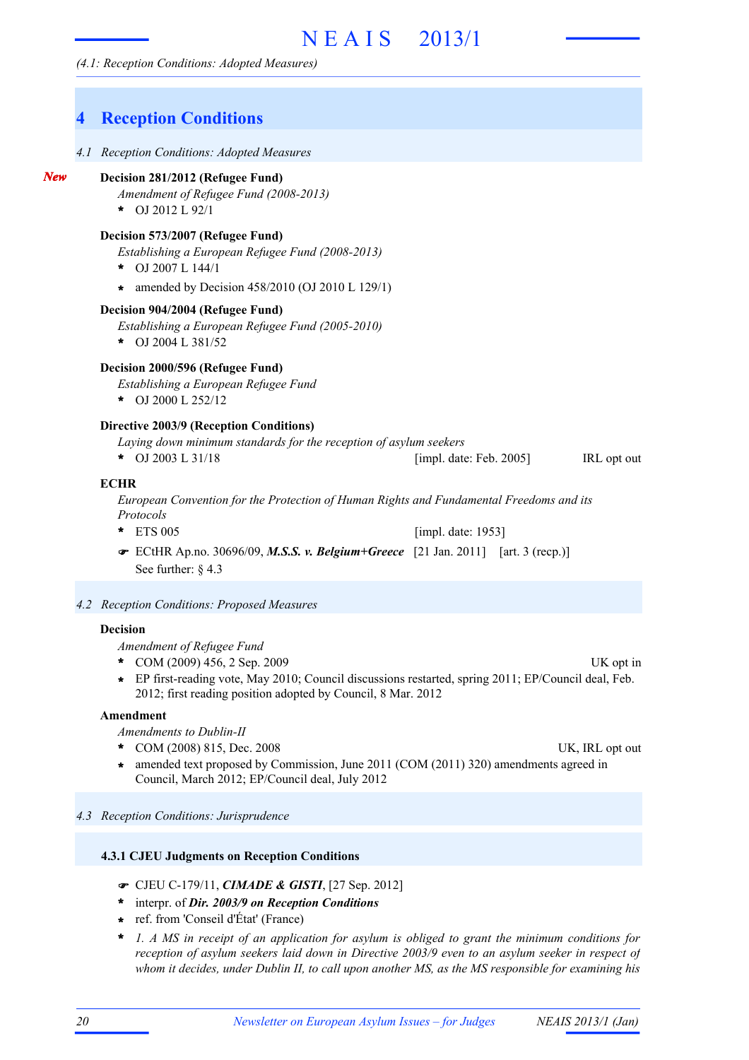# 4 Reception Conditions

*4.1 Reception Conditions: Adopted Measures*

***New***

**Decision 281/2012 (Refugee Fund)**

*Amendment of Refugee Fund (2008-2013)*

- OJ 2012 L 92/1

**Decision 573/2007 (Refugee Fund)**

*Establishing a European Refugee Fund (2008-2013)*

- OJ 2007 L 144/1
- amended by Decision 458/2010 (OJ 2010 L 129/1)

**Decision 904/2004 (Refugee Fund)**

*Establishing a European Refugee Fund (2005-2010)*

- OJ 2004 L 381/52

**Decision 2000/596 (Refugee Fund)**

*Establishing a European Refugee Fund*

- OJ 2000 L 252/12

**Directive 2003/9 (Reception Conditions)**

*Laying down minimum standards for the reception of asylum seekers*

- OJ 2003 L 31/18 [impl. date: Feb. 2005] IRL opt out

**ECHR**

*European Convention for the Protection of Human Rights and Fundamental Freedoms and its Protocols*

- ETS 005 [impl. date: 1953]
- ☛ ECtHR Ap.no. 30696/09, ***M.S.S. v. Belgium+Greece*** [21 Jan. 2011] [art. 3 (recp.)]
  See further: § 4.3

*4.2 Reception Conditions: Proposed Measures*

**Decision**

*Amendment of Refugee Fund*

- COM (2009) 456, 2 Sep. 2009 UK opt in
- EP first-reading vote, May 2010; Council discussions restarted, spring 2011; EP/Council deal, Feb. 2012; first reading position adopted by Council, 8 Mar. 2012

**Amendment**

*Amendments to Dublin-II*

- COM (2008) 815, Dec. 2008 UK, IRL opt out
- amended text proposed by Commission, June 2011 (COM (2011) 320) amendments agreed in Council, March 2012; EP/Council deal, July 2012

*4.3 Reception Conditions: Jurisprudence*

### 4.3.1 CJEU Judgments on Reception Conditions

- ☛ CJEU C-179/11, ***CIMADE & GISTI***, [27 Sep. 2012]
- interpr. of ***Dir. 2003/9 on Reception Conditions***
- ref. from 'Conseil d'État' (France)
- *1. A MS in receipt of an application for asylum is obliged to grant the minimum conditions for reception of asylum seekers laid down in Directive 2003/9 even to an asylum seeker in respect of whom it decides, under Dublin II, to call upon another MS, as the MS responsible for examining his*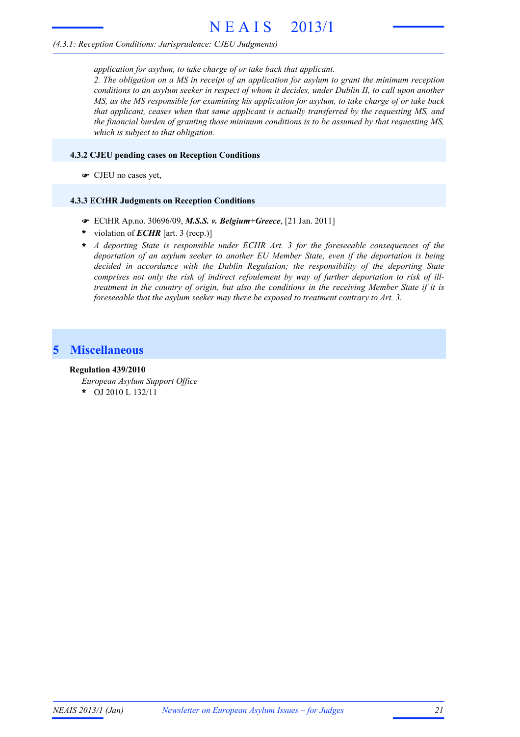*application for asylum, to take charge of or take back that applicant.*

*2. The obligation on a MS in receipt of an application for asylum to grant the minimum reception conditions to an asylum seeker in respect of whom it decides, under Dublin II, to call upon another MS, as the MS responsible for examining his application for asylum, to take charge of or take back that applicant, ceases when that same applicant is actually transferred by the requesting MS, and the financial burden of granting those minimum conditions is to be assumed by that requesting MS, which is subject to that obligation.*

### 4.3.2 CJEU pending cases on Reception Conditions

☛ CJEU no cases yet,

### 4.3.3 ECtHR Judgments on Reception Conditions

☛ ECtHR Ap.no. 30696/09, ***M.S.S. v. Belgium+Greece***, [21 Jan. 2011]

* violation of ***ECHR*** [art. 3 (recp.)]
* *A deporting State is responsible under ECHR Art. 3 for the foreseeable consequences of the deportation of an asylum seeker to another EU Member State, even if the deportation is being decided in accordance with the Dublin Regulation; the responsibility of the deporting State comprises not only the risk of indirect refoulement by way of further deportation to risk of ill-treatment in the country of origin, but also the conditions in the receiving Member State if it is foreseeable that the asylum seeker may there be exposed to treatment contrary to Art. 3.*

# 5 Miscellaneous

**Regulation 439/2010**

*European Asylum Support Office*

* OJ 2010 L 132/11